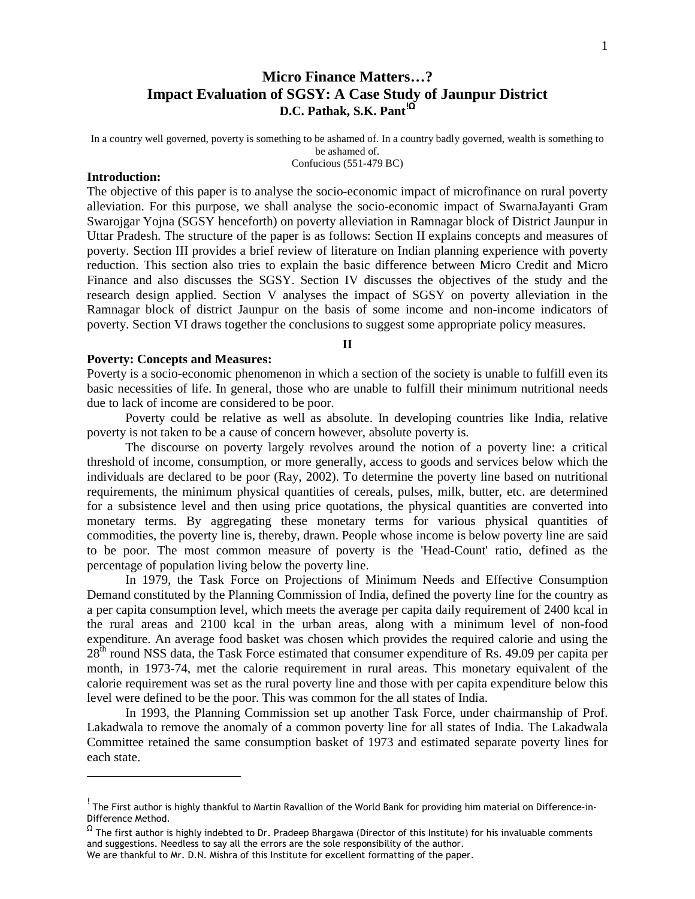# Micro Finance Matters…?
# Impact Evaluation of SGSY: A Case Study of Jaunpur District

**D.C. Pathak, S.K. Pant[!Ω]**

In a country well governed, poverty is something to be ashamed of. In a country badly governed, wealth is something to be ashamed of.
Confucious (551-479 BC)

## Introduction:

The objective of this paper is to analyse the socio-economic impact of microfinance on rural poverty alleviation. For this purpose, we shall analyse the socio-economic impact of SwarnaJayanti Gram Swarojgar Yojna (SGSY henceforth) on poverty alleviation in Ramnagar block of District Jaunpur in Uttar Pradesh. The structure of the paper is as follows: Section II explains concepts and measures of poverty. Section III provides a brief review of literature on Indian planning experience with poverty reduction. This section also tries to explain the basic difference between Micro Credit and Micro Finance and also discusses the SGSY. Section IV discusses the objectives of the study and the research design applied. Section V analyses the impact of SGSY on poverty alleviation in the Ramnagar block of district Jaunpur on the basis of some income and non-income indicators of poverty. Section VI draws together the conclusions to suggest some appropriate policy measures.

**II**

## Poverty: Concepts and Measures:

Poverty is a socio-economic phenomenon in which a section of the society is unable to fulfill even its basic necessities of life. In general, those who are unable to fulfill their minimum nutritional needs due to lack of income are considered to be poor.

Poverty could be relative as well as absolute. In developing countries like India, relative poverty is not taken to be a cause of concern however, absolute poverty is.

The discourse on poverty largely revolves around the notion of a poverty line: a critical threshold of income, consumption, or more generally, access to goods and services below which the individuals are declared to be poor (Ray, 2002). To determine the poverty line based on nutritional requirements, the minimum physical quantities of cereals, pulses, milk, butter, etc. are determined for a subsistence level and then using price quotations, the physical quantities are converted into monetary terms. By aggregating these monetary terms for various physical quantities of commodities, the poverty line is, thereby, drawn. People whose income is below poverty line are said to be poor. The most common measure of poverty is the 'Head-Count' ratio, defined as the percentage of population living below the poverty line.

In 1979, the Task Force on Projections of Minimum Needs and Effective Consumption Demand constituted by the Planning Commission of India, defined the poverty line for the country as a per capita consumption level, which meets the average per capita daily requirement of 2400 kcal in the rural areas and 2100 kcal in the urban areas, along with a minimum level of non-food expenditure. An average food basket was chosen which provides the required calorie and using the 28th round NSS data, the Task Force estimated that consumer expenditure of Rs. 49.09 per capita per month, in 1973-74, met the calorie requirement in rural areas. This monetary equivalent of the calorie requirement was set as the rural poverty line and those with per capita expenditure below this level were defined to be the poor. This was common for the all states of India.

In 1993, the Planning Commission set up another Task Force, under chairmanship of Prof. Lakadwala to remove the anomaly of a common poverty line for all states of India. The Lakadwala Committee retained the same consumption basket of 1973 and estimated separate poverty lines for each state.

---

[!] The First author is highly thankful to Martin Ravallion of the World Bank for providing him material on Difference-in-Difference Method.

[Ω] The first author is highly indebted to Dr. Pradeep Bhargawa (Director of this Institute) for his invaluable comments and suggestions. Needless to say all the errors are the sole responsibility of the author.
We are thankful to Mr. D.N. Mishra of this Institute for excellent formatting of the paper.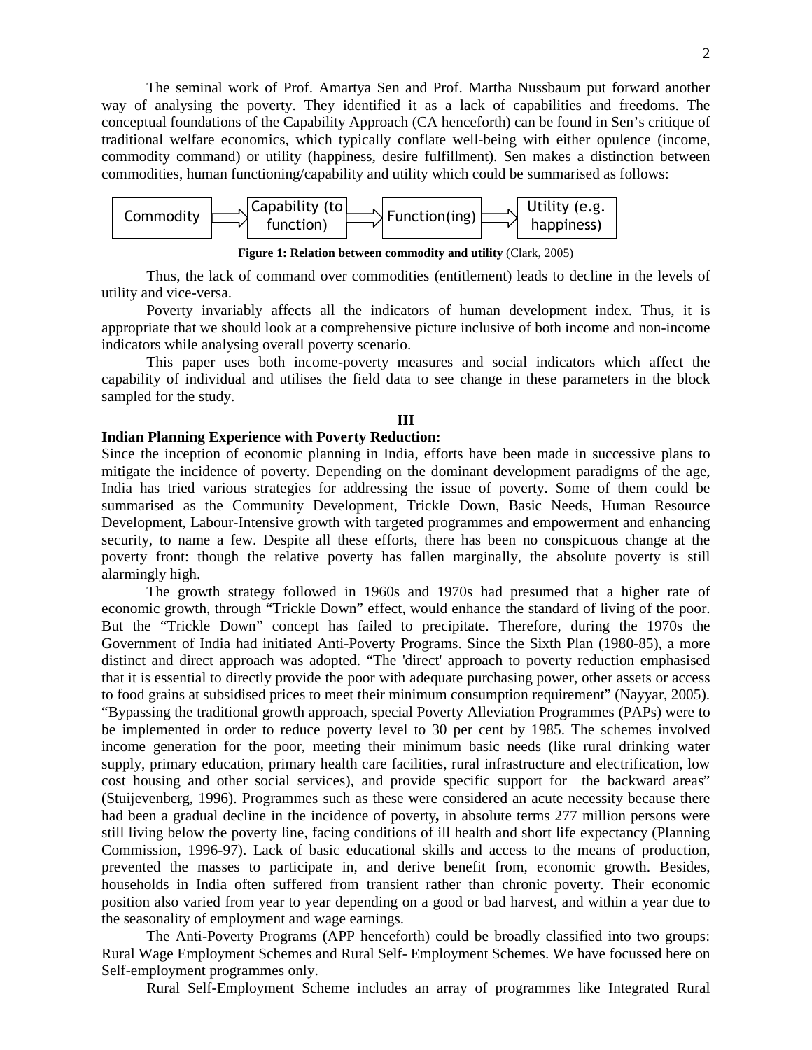The seminal work of Prof. Amartya Sen and Prof. Martha Nussbaum put forward another way of analysing the poverty. They identified it as a lack of capabilities and freedoms. The conceptual foundations of the Capability Approach (CA henceforth) can be found in Sen's critique of traditional welfare economics, which typically conflate well-being with either opulence (income, commodity command) or utility (happiness, desire fulfillment). Sen makes a distinction between commodities, human functioning/capability and utility which could be summarised as follows:

Commodity ⟹ Capability (to function) ⟹ Function(ing) ⟹ Utility (e.g. happiness)

**Figure 1: Relation between commodity and utility** (Clark, 2005)

Thus, the lack of command over commodities (entitlement) leads to decline in the levels of utility and vice-versa.

Poverty invariably affects all the indicators of human development index. Thus, it is appropriate that we should look at a comprehensive picture inclusive of both income and non-income indicators while analysing overall poverty scenario.

This paper uses both income-poverty measures and social indicators which affect the capability of individual and utilises the field data to see change in these parameters in the block sampled for the study.

## III

### Indian Planning Experience with Poverty Reduction:

Since the inception of economic planning in India, efforts have been made in successive plans to mitigate the incidence of poverty. Depending on the dominant development paradigms of the age, India has tried various strategies for addressing the issue of poverty. Some of them could be summarised as the Community Development, Trickle Down, Basic Needs, Human Resource Development, Labour-Intensive growth with targeted programmes and empowerment and enhancing security, to name a few. Despite all these efforts, there has been no conspicuous change at the poverty front: though the relative poverty has fallen marginally, the absolute poverty is still alarmingly high.

The growth strategy followed in 1960s and 1970s had presumed that a higher rate of economic growth, through "Trickle Down" effect, would enhance the standard of living of the poor. But the "Trickle Down" concept has failed to precipitate. Therefore, during the 1970s the Government of India had initiated Anti-Poverty Programs. Since the Sixth Plan (1980-85), a more distinct and direct approach was adopted. "The 'direct' approach to poverty reduction emphasised that it is essential to directly provide the poor with adequate purchasing power, other assets or access to food grains at subsidised prices to meet their minimum consumption requirement" (Nayyar, 2005). "Bypassing the traditional growth approach, special Poverty Alleviation Programmes (PAPs) were to be implemented in order to reduce poverty level to 30 per cent by 1985. The schemes involved income generation for the poor, meeting their minimum basic needs (like rural drinking water supply, primary education, primary health care facilities, rural infrastructure and electrification, low cost housing and other social services), and provide specific support for the backward areas" (Stuijevenberg, 1996). Programmes such as these were considered an acute necessity because there had been a gradual decline in the incidence of poverty**,** in absolute terms 277 million persons were still living below the poverty line, facing conditions of ill health and short life expectancy (Planning Commission, 1996-97). Lack of basic educational skills and access to the means of production, prevented the masses to participate in, and derive benefit from, economic growth. Besides, households in India often suffered from transient rather than chronic poverty. Their economic position also varied from year to year depending on a good or bad harvest, and within a year due to the seasonality of employment and wage earnings.

The Anti-Poverty Programs (APP henceforth) could be broadly classified into two groups: Rural Wage Employment Schemes and Rural Self- Employment Schemes. We have focussed here on Self-employment programmes only.

Rural Self-Employment Scheme includes an array of programmes like Integrated Rural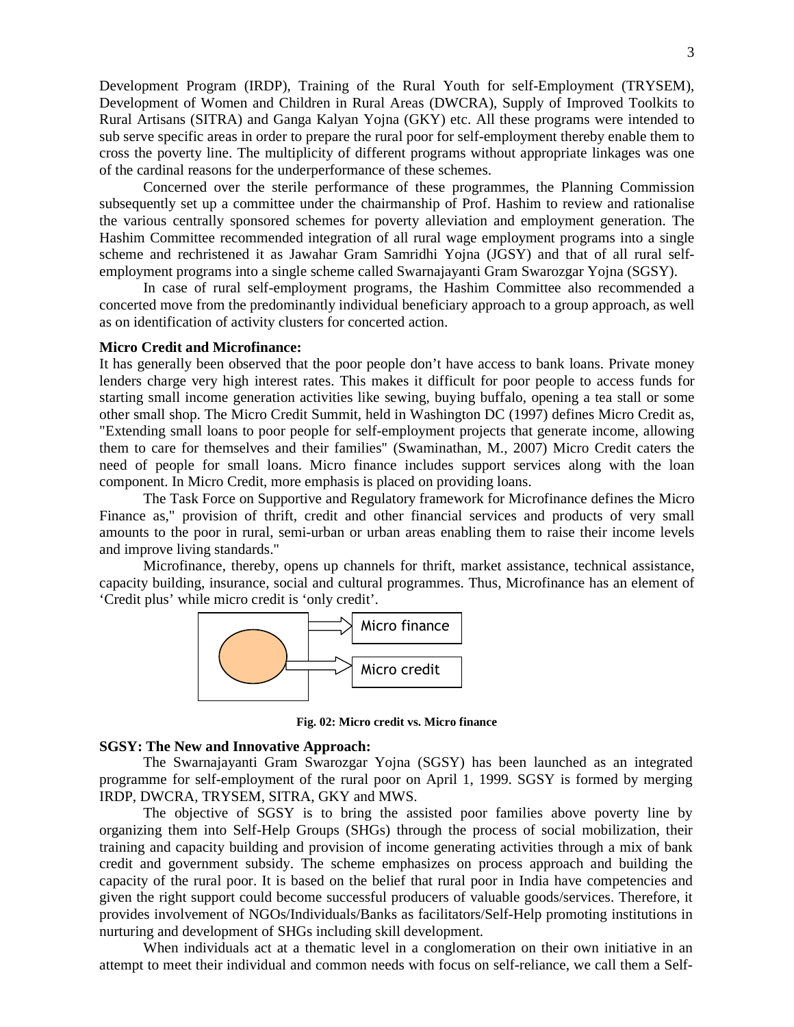Development Program (IRDP), Training of the Rural Youth for self-Employment (TRYSEM), Development of Women and Children in Rural Areas (DWCRA), Supply of Improved Toolkits to Rural Artisans (SITRA) and Ganga Kalyan Yojna (GKY) etc. All these programs were intended to sub serve specific areas in order to prepare the rural poor for self-employment thereby enable them to cross the poverty line. The multiplicity of different programs without appropriate linkages was one of the cardinal reasons for the underperformance of these schemes.

Concerned over the sterile performance of these programmes, the Planning Commission subsequently set up a committee under the chairmanship of Prof. Hashim to review and rationalise the various centrally sponsored schemes for poverty alleviation and employment generation. The Hashim Committee recommended integration of all rural wage employment programs into a single scheme and rechristened it as Jawahar Gram Samridhi Yojna (JGSY) and that of all rural self-employment programs into a single scheme called Swarnajayanti Gram Swarozgar Yojna (SGSY).

In case of rural self-employment programs, the Hashim Committee also recommended a concerted move from the predominantly individual beneficiary approach to a group approach, as well as on identification of activity clusters for concerted action.

**Micro Credit and Microfinance:**

It has generally been observed that the poor people don't have access to bank loans. Private money lenders charge very high interest rates. This makes it difficult for poor people to access funds for starting small income generation activities like sewing, buying buffalo, opening a tea stall or some other small shop. The Micro Credit Summit, held in Washington DC (1997) defines Micro Credit as, "Extending small loans to poor people for self-employment projects that generate income, allowing them to care for themselves and their families" (Swaminathan, M., 2007) Micro Credit caters the need of people for small loans. Micro finance includes support services along with the loan component. In Micro Credit, more emphasis is placed on providing loans.

The Task Force on Supportive and Regulatory framework for Microfinance defines the Micro Finance as," provision of thrift, credit and other financial services and products of very small amounts to the poor in rural, semi-urban or urban areas enabling them to raise their income levels and improve living standards."

Microfinance, thereby, opens up channels for thrift, market assistance, technical assistance, capacity building, insurance, social and cultural programmes. Thus, Microfinance has an element of 'Credit plus' while micro credit is 'only credit'.

Micro finance

Micro credit

**Fig. 02: Micro credit vs. Micro finance**

**SGSY: The New and Innovative Approach:**

The Swarnajayanti Gram Swarozgar Yojna (SGSY) has been launched as an integrated programme for self-employment of the rural poor on April 1, 1999. SGSY is formed by merging IRDP, DWCRA, TRYSEM, SITRA, GKY and MWS.

The objective of SGSY is to bring the assisted poor families above poverty line by organizing them into Self-Help Groups (SHGs) through the process of social mobilization, their training and capacity building and provision of income generating activities through a mix of bank credit and government subsidy. The scheme emphasizes on process approach and building the capacity of the rural poor. It is based on the belief that rural poor in India have competencies and given the right support could become successful producers of valuable goods/services. Therefore, it provides involvement of NGOs/Individuals/Banks as facilitators/Self-Help promoting institutions in nurturing and development of SHGs including skill development.

When individuals act at a thematic level in a conglomeration on their own initiative in an attempt to meet their individual and common needs with focus on self-reliance, we call them a Self-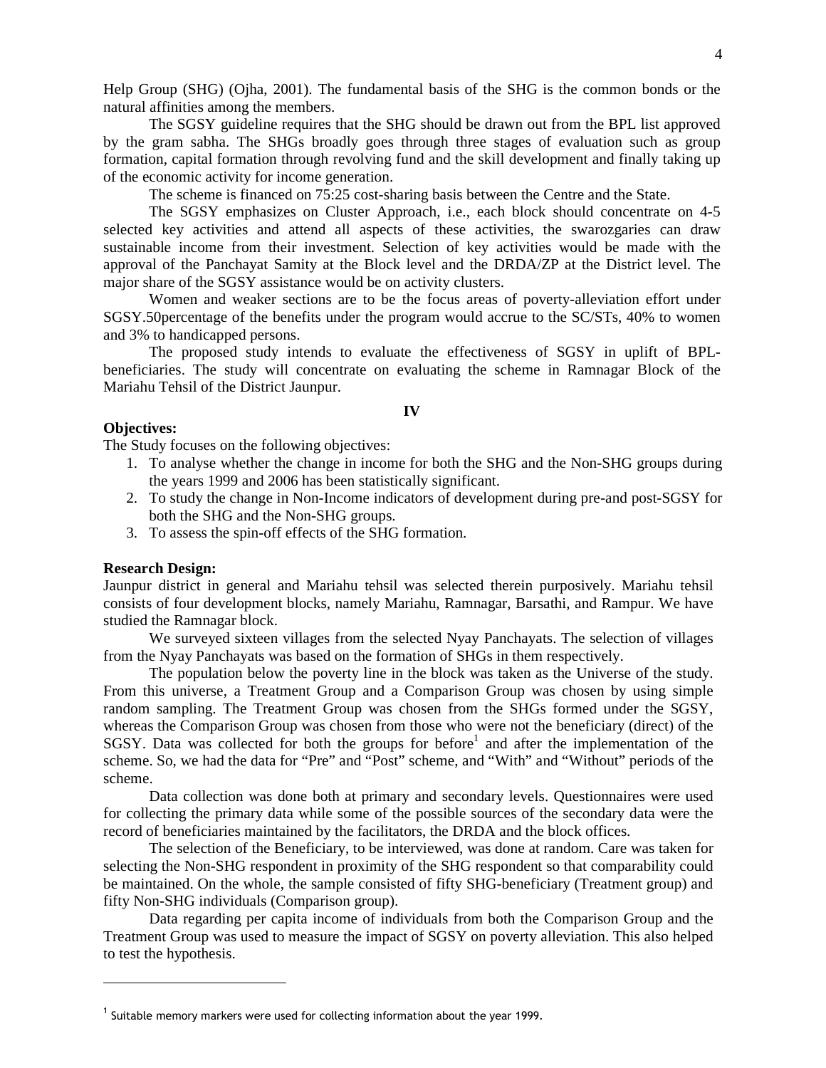Help Group (SHG) (Ojha, 2001). The fundamental basis of the SHG is the common bonds or the natural affinities among the members.

The SGSY guideline requires that the SHG should be drawn out from the BPL list approved by the gram sabha. The SHGs broadly goes through three stages of evaluation such as group formation, capital formation through revolving fund and the skill development and finally taking up of the economic activity for income generation.

The scheme is financed on 75:25 cost-sharing basis between the Centre and the State.

The SGSY emphasizes on Cluster Approach, i.e., each block should concentrate on 4-5 selected key activities and attend all aspects of these activities, the swarozgaries can draw sustainable income from their investment. Selection of key activities would be made with the approval of the Panchayat Samity at the Block level and the DRDA/ZP at the District level. The major share of the SGSY assistance would be on activity clusters.

Women and weaker sections are to be the focus areas of poverty-alleviation effort under SGSY.50percentage of the benefits under the program would accrue to the SC/STs, 40% to women and 3% to handicapped persons.

The proposed study intends to evaluate the effectiveness of SGSY in uplift of BPL-beneficiaries. The study will concentrate on evaluating the scheme in Ramnagar Block of the Mariahu Tehsil of the District Jaunpur.

## IV

**Objectives:**

The Study focuses on the following objectives:

1. To analyse whether the change in income for both the SHG and the Non-SHG groups during the years 1999 and 2006 has been statistically significant.
2. To study the change in Non-Income indicators of development during pre-and post-SGSY for both the SHG and the Non-SHG groups.
3. To assess the spin-off effects of the SHG formation.

**Research Design:**

Jaunpur district in general and Mariahu tehsil was selected therein purposively. Mariahu tehsil consists of four development blocks, namely Mariahu, Ramnagar, Barsathi, and Rampur. We have studied the Ramnagar block.

We surveyed sixteen villages from the selected Nyay Panchayats. The selection of villages from the Nyay Panchayats was based on the formation of SHGs in them respectively.

The population below the poverty line in the block was taken as the Universe of the study. From this universe, a Treatment Group and a Comparison Group was chosen by using simple random sampling. The Treatment Group was chosen from the SHGs formed under the SGSY, whereas the Comparison Group was chosen from those who were not the beneficiary (direct) of the SGSY. Data was collected for both the groups for before[1] and after the implementation of the scheme. So, we had the data for "Pre" and "Post" scheme, and "With" and "Without" periods of the scheme.

Data collection was done both at primary and secondary levels. Questionnaires were used for collecting the primary data while some of the possible sources of the secondary data were the record of beneficiaries maintained by the facilitators, the DRDA and the block offices.

The selection of the Beneficiary, to be interviewed, was done at random. Care was taken for selecting the Non-SHG respondent in proximity of the SHG respondent so that comparability could be maintained. On the whole, the sample consisted of fifty SHG-beneficiary (Treatment group) and fifty Non-SHG individuals (Comparison group).

Data regarding per capita income of individuals from both the Comparison Group and the Treatment Group was used to measure the impact of SGSY on poverty alleviation. This also helped to test the hypothesis.

---

[1] Suitable memory markers were used for collecting information about the year 1999.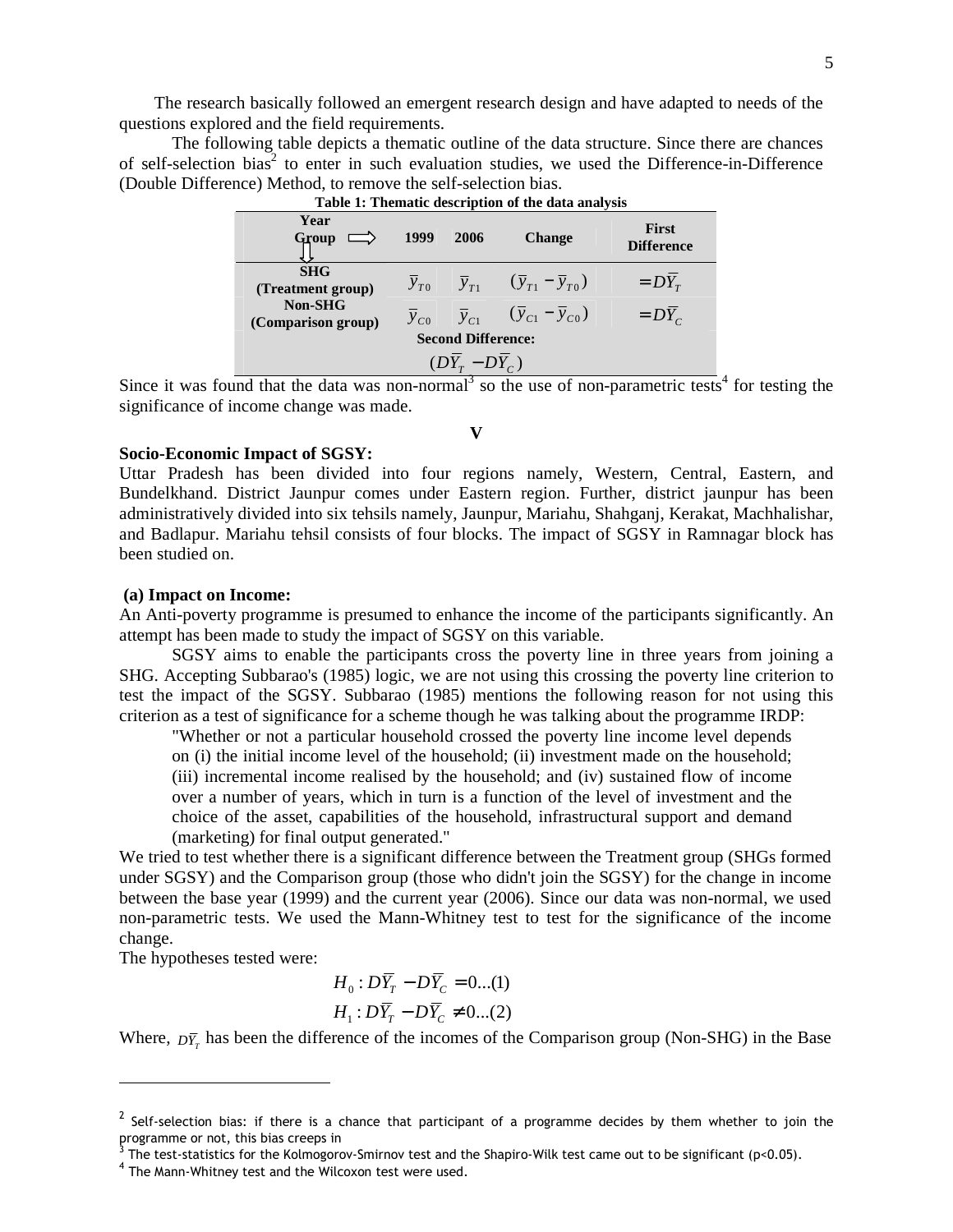The research basically followed an emergent research design and have adapted to needs of the questions explored and the field requirements.

The following table depicts a thematic outline of the data structure. Since there are chances of self-selection bias[2] to enter in such evaluation studies, we used the Difference-in-Difference (Double Difference) Method, to remove the self-selection bias.

**Table 1: Thematic description of the data analysis**

| Year ⟹ / Group ⇓ | 1999 | 2006 | Change | First Difference |
|---|---|---|---|---|
| **SHG (Treatment group)** | $\bar{y}_{T0}$ | $\bar{y}_{T1}$ | $(\bar{y}_{T1} - \bar{y}_{T0})$ | $= D\bar{Y}_T$ |
| **Non-SHG (Comparison group)** | $\bar{y}_{C0}$ | $\bar{y}_{C1}$ | $(\bar{y}_{C1} - \bar{y}_{C0})$ | $= D\bar{Y}_C$ |
| **Second Difference:** $(D\bar{Y}_T - D\bar{Y}_C)$ | | | | |

Since it was found that the data was non-normal[3] so the use of non-parametric tests[4] for testing the significance of income change was made.

## V

### Socio-Economic Impact of SGSY:

Uttar Pradesh has been divided into four regions namely, Western, Central, Eastern, and Bundelkhand. District Jaunpur comes under Eastern region. Further, district jaunpur has been administratively divided into six tehsils namely, Jaunpur, Mariahu, Shahganj, Kerakat, Machhalishar, and Badlapur. Mariahu tehsil consists of four blocks. The impact of SGSY in Ramnagar block has been studied on.

#### (a) Impact on Income:

An Anti-poverty programme is presumed to enhance the income of the participants significantly. An attempt has been made to study the impact of SGSY on this variable.

SGSY aims to enable the participants cross the poverty line in three years from joining a SHG. Accepting Subbarao's (1985) logic, we are not using this crossing the poverty line criterion to test the impact of the SGSY. Subbarao (1985) mentions the following reason for not using this criterion as a test of significance for a scheme though he was talking about the programme IRDP:

> "Whether or not a particular household crossed the poverty line income level depends on (i) the initial income level of the household; (ii) investment made on the household; (iii) incremental income realised by the household; and (iv) sustained flow of income over a number of years, which in turn is a function of the level of investment and the choice of the asset, capabilities of the household, infrastructural support and demand (marketing) for final output generated."

We tried to test whether there is a significant difference between the Treatment group (SHGs formed under SGSY) and the Comparison group (those who didn't join the SGSY) for the change in income between the base year (1999) and the current year (2006). Since our data was non-normal, we used non-parametric tests. We used the Mann-Whitney test to test for the significance of the income change.

The hypotheses tested were:

$$H_0 : D\bar{Y}_T - D\bar{Y}_C = 0 \ldots (1)$$

$$H_1 : D\bar{Y}_T - D\bar{Y}_C \neq 0 \ldots (2)$$

Where, $D\bar{Y}_T$ has been the difference of the incomes of the Comparison group (Non-SHG) in the Base

---

[2] Self-selection bias: if there is a chance that participant of a programme decides by them whether to join the programme or not, this bias creeps in

[3] The test-statistics for the Kolmogorov-Smirnov test and the Shapiro-Wilk test came out to be significant ($p<0.05$).

[4] The Mann-Whitney test and the Wilcoxon test were used.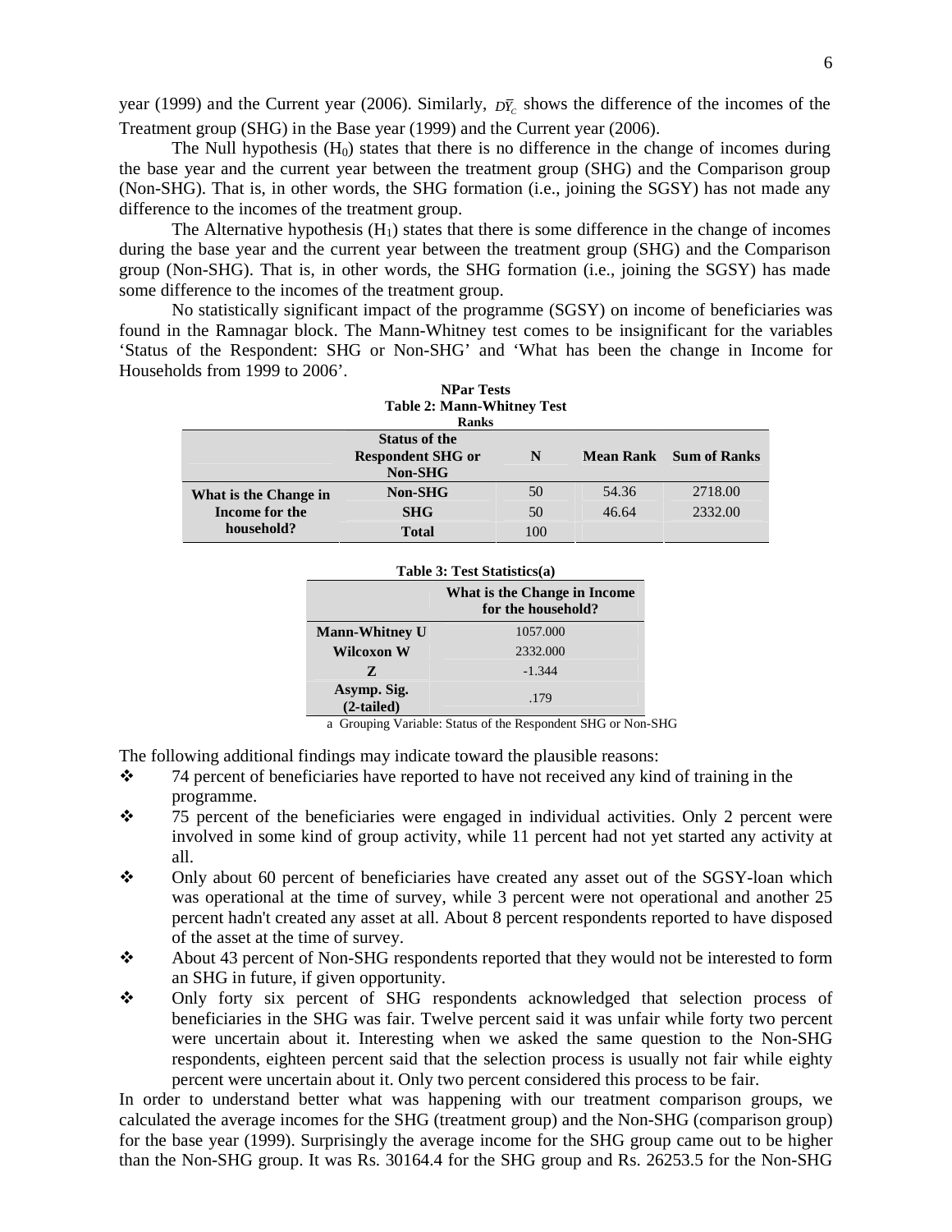year (1999) and the Current year (2006). Similarly, $D\bar{Y}_C$ shows the difference of the incomes of the Treatment group (SHG) in the Base year (1999) and the Current year (2006).

The Null hypothesis ($H_0$) states that there is no difference in the change of incomes during the base year and the current year between the treatment group (SHG) and the Comparison group (Non-SHG). That is, in other words, the SHG formation (i.e., joining the SGSY) has not made any difference to the incomes of the treatment group.

The Alternative hypothesis ($H_1$) states that there is some difference in the change of incomes during the base year and the current year between the treatment group (SHG) and the Comparison group (Non-SHG). That is, in other words, the SHG formation (i.e., joining the SGSY) has made some difference to the incomes of the treatment group.

No statistically significant impact of the programme (SGSY) on income of beneficiaries was found in the Ramnagar block. The Mann-Whitney test comes to be insignificant for the variables 'Status of the Respondent: SHG or Non-SHG' and 'What has been the change in Income for Households from 1999 to 2006'.

**NPar Tests**

**Table 2: Mann-Whitney Test**

**Ranks**

| | Status of the Respondent SHG or Non-SHG | N | Mean Rank | Sum of Ranks |
|---|---|---|---|---|
| What is the Change in Income for the household? | Non-SHG | 50 | 54.36 | 2718.00 |
| | SHG | 50 | 46.64 | 2332.00 |
| | Total | 100 | | |

**Table 3: Test Statistics(a)**

| | What is the Change in Income for the household? |
|---|---|
| Mann-Whitney U | 1057.000 |
| Wilcoxon W | 2332.000 |
| Z | -1.344 |
| Asymp. Sig. (2-tailed) | .179 |

a Grouping Variable: Status of the Respondent SHG or Non-SHG

The following additional findings may indicate toward the plausible reasons:

- 74 percent of beneficiaries have reported to have not received any kind of training in the programme.
- 75 percent of the beneficiaries were engaged in individual activities. Only 2 percent were involved in some kind of group activity, while 11 percent had not yet started any activity at all.
- Only about 60 percent of beneficiaries have created any asset out of the SGSY-loan which was operational at the time of survey, while 3 percent were not operational and another 25 percent hadn't created any asset at all. About 8 percent respondents reported to have disposed of the asset at the time of survey.
- About 43 percent of Non-SHG respondents reported that they would not be interested to form an SHG in future, if given opportunity.
- Only forty six percent of SHG respondents acknowledged that selection process of beneficiaries in the SHG was fair. Twelve percent said it was unfair while forty two percent were uncertain about it. Interesting when we asked the same question to the Non-SHG respondents, eighteen percent said that the selection process is usually not fair while eighty percent were uncertain about it. Only two percent considered this process to be fair.

In order to understand better what was happening with our treatment comparison groups, we calculated the average incomes for the SHG (treatment group) and the Non-SHG (comparison group) for the base year (1999). Surprisingly the average income for the SHG group came out to be higher than the Non-SHG group. It was Rs. 30164.4 for the SHG group and Rs. 26253.5 for the Non-SHG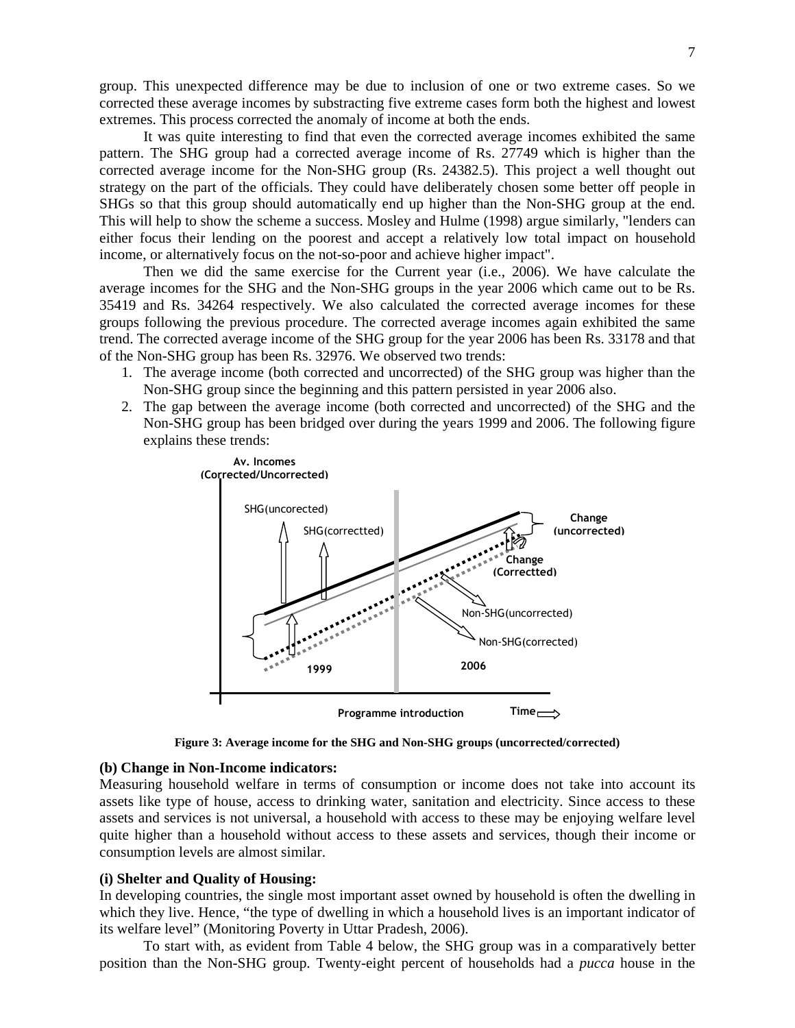group. This unexpected difference may be due to inclusion of one or two extreme cases. So we corrected these average incomes by substracting five extreme cases form both the highest and lowest extremes. This process corrected the anomaly of income at both the ends.

It was quite interesting to find that even the corrected average incomes exhibited the same pattern. The SHG group had a corrected average income of Rs. 27749 which is higher than the corrected average income for the Non-SHG group (Rs. 24382.5). This project a well thought out strategy on the part of the officials. They could have deliberately chosen some better off people in SHGs so that this group should automatically end up higher than the Non-SHG group at the end. This will help to show the scheme a success. Mosley and Hulme (1998) argue similarly, "lenders can either focus their lending on the poorest and accept a relatively low total impact on household income, or alternatively focus on the not-so-poor and achieve higher impact".

Then we did the same exercise for the Current year (i.e., 2006). We have calculate the average incomes for the SHG and the Non-SHG groups in the year 2006 which came out to be Rs. 35419 and Rs. 34264 respectively. We also calculated the corrected average incomes for these groups following the previous procedure. The corrected average incomes again exhibited the same trend. The corrected average income of the SHG group for the year 2006 has been Rs. 33178 and that of the Non-SHG group has been Rs. 32976. We observed two trends:

1. The average income (both corrected and uncorrected) of the SHG group was higher than the Non-SHG group since the beginning and this pattern persisted in year 2006 also.
2. The gap between the average income (both corrected and uncorrected) of the SHG and the Non-SHG group has been bridged over during the years 1999 and 2006. The following figure explains these trends:

**Figure 3: Average income for the SHG and Non-SHG groups (uncorrected/corrected)**

### (b) Change in Non-Income indicators:

Measuring household welfare in terms of consumption or income does not take into account its assets like type of house, access to drinking water, sanitation and electricity. Since access to these assets and services is not universal, a household with access to these may be enjoying welfare level quite higher than a household without access to these assets and services, though their income or consumption levels are almost similar.

### (i) Shelter and Quality of Housing:

In developing countries, the single most important asset owned by household is often the dwelling in which they live. Hence, "the type of dwelling in which a household lives is an important indicator of its welfare level" (Monitoring Poverty in Uttar Pradesh, 2006).

To start with, as evident from Table 4 below, the SHG group was in a comparatively better position than the Non-SHG group. Twenty-eight percent of households had a *pucca* house in the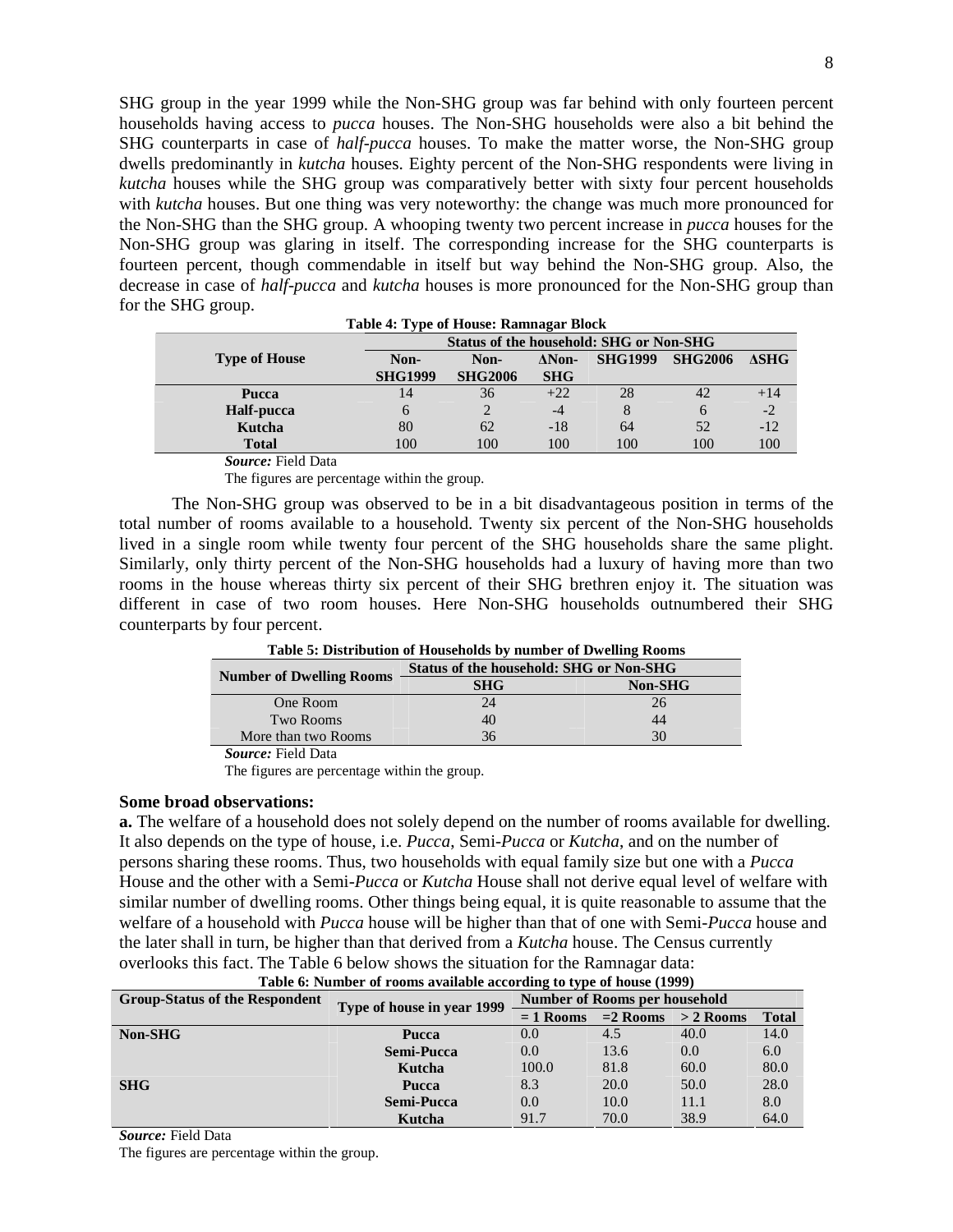SHG group in the year 1999 while the Non-SHG group was far behind with only fourteen percent households having access to *pucca* houses. The Non-SHG households were also a bit behind the SHG counterparts in case of *half-pucca* houses. To make the matter worse, the Non-SHG group dwells predominantly in *kutcha* houses. Eighty percent of the Non-SHG respondents were living in *kutcha* houses while the SHG group was comparatively better with sixty four percent households with *kutcha* houses. But one thing was very noteworthy: the change was much more pronounced for the Non-SHG than the SHG group. A whooping twenty two percent increase in *pucca* houses for the Non-SHG group was glaring in itself. The corresponding increase for the SHG counterparts is fourteen percent, though commendable in itself but way behind the Non-SHG group. Also, the decrease in case of *half-pucca* and *kutcha* houses is more pronounced for the Non-SHG group than for the SHG group.

**Table 4: Type of House: Ramnagar Block**

| Type of House | Status of the household: SHG or Non-SHG | | | | | |
|---|---|---|---|---|---|---|
| | Non-SHG1999 | Non-SHG2006 | ΔNon-SHG | SHG1999 | SHG2006 | ΔSHG |
| **Pucca** | 14 | 36 | +22 | 28 | 42 | +14 |
| **Half-pucca** | 6 | 2 | -4 | 8 | 6 | -2 |
| **Kutcha** | 80 | 62 | -18 | 64 | 52 | -12 |
| **Total** | 100 | 100 | 100 | 100 | 100 | 100 |

***Source:*** Field Data

The figures are percentage within the group.

The Non-SHG group was observed to be in a bit disadvantageous position in terms of the total number of rooms available to a household. Twenty six percent of the Non-SHG households lived in a single room while twenty four percent of the SHG households share the same plight. Similarly, only thirty percent of the Non-SHG households had a luxury of having more than two rooms in the house whereas thirty six percent of their SHG brethren enjoy it. The situation was different in case of two room houses. Here Non-SHG households outnumbered their SHG counterparts by four percent.

**Table 5: Distribution of Households by number of Dwelling Rooms**

| Number of Dwelling Rooms | Status of the household: SHG or Non-SHG | |
|---|---|---|
| | SHG | Non-SHG |
| One Room | 24 | 26 |
| Two Rooms | 40 | 44 |
| More than two Rooms | 36 | 30 |

***Source:*** Field Data

The figures are percentage within the group.

### Some broad observations:

**a.** The welfare of a household does not solely depend on the number of rooms available for dwelling. It also depends on the type of house, i.e. *Pucca*, Semi-*Pucca* or *Kutcha*, and on the number of persons sharing these rooms. Thus, two households with equal family size but one with a *Pucca* House and the other with a Semi-*Pucca* or *Kutcha* House shall not derive equal level of welfare with similar number of dwelling rooms. Other things being equal, it is quite reasonable to assume that the welfare of a household with *Pucca* house will be higher than that of one with Semi-*Pucca* house and the later shall in turn, be higher than that derived from a *Kutcha* house. The Census currently overlooks this fact. The Table 6 below shows the situation for the Ramnagar data:

**Table 6: Number of rooms available according to type of house (1999)**

| Group-Status of the Respondent | Type of house in year 1999 | Number of Rooms per household | | | |
|---|---|---|---|---|---|
| | | = 1 Rooms | =2 Rooms | > 2 Rooms | Total |
| **Non-SHG** | **Pucca** | 0.0 | 4.5 | 40.0 | 14.0 |
| | **Semi-Pucca** | 0.0 | 13.6 | 0.0 | 6.0 |
| | **Kutcha** | 100.0 | 81.8 | 60.0 | 80.0 |
| **SHG** | **Pucca** | 8.3 | 20.0 | 50.0 | 28.0 |
| | **Semi-Pucca** | 0.0 | 10.0 | 11.1 | 8.0 |
| | **Kutcha** | 91.7 | 70.0 | 38.9 | 64.0 |

***Source:*** Field Data

The figures are percentage within the group.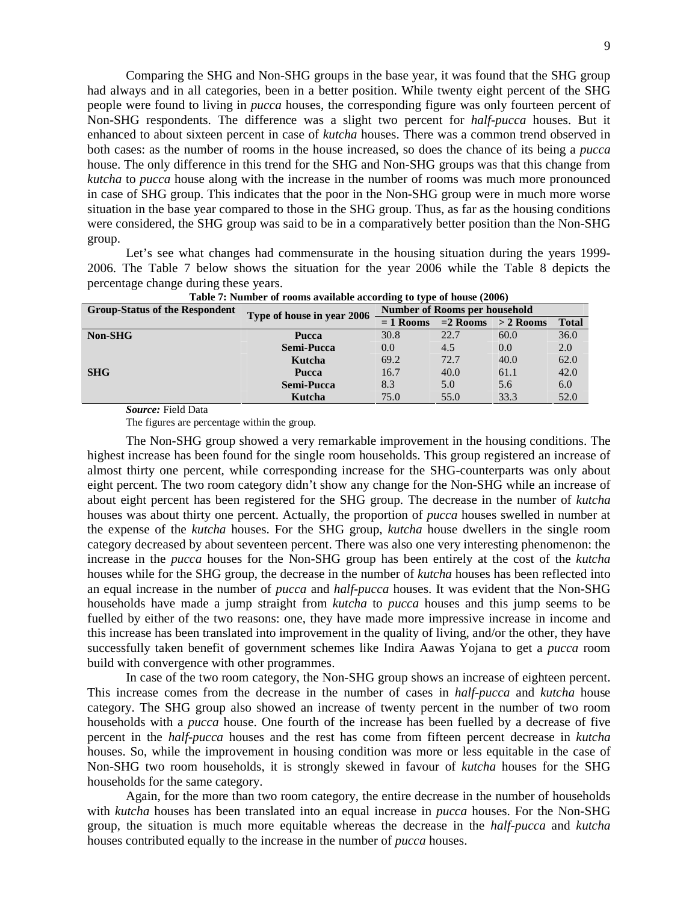Comparing the SHG and Non-SHG groups in the base year, it was found that the SHG group had always and in all categories, been in a better position. While twenty eight percent of the SHG people were found to living in *pucca* houses, the corresponding figure was only fourteen percent of Non-SHG respondents. The difference was a slight two percent for *half-pucca* houses. But it enhanced to about sixteen percent in case of *kutcha* houses. There was a common trend observed in both cases: as the number of rooms in the house increased, so does the chance of its being a *pucca* house. The only difference in this trend for the SHG and Non-SHG groups was that this change from *kutcha* to *pucca* house along with the increase in the number of rooms was much more pronounced in case of SHG group. This indicates that the poor in the Non-SHG group were in much more worse situation in the base year compared to those in the SHG group. Thus, as far as the housing conditions were considered, the SHG group was said to be in a comparatively better position than the Non-SHG group.

Let's see what changes had commensurate in the housing situation during the years 1999-2006. The Table 7 below shows the situation for the year 2006 while the Table 8 depicts the percentage change during these years.

**Table 7: Number of rooms available according to type of house (2006)**

| Group-Status of the Respondent | Type of house in year 2006 | Number of Rooms per household | | | |
|---|---|---|---|---|---|
| | | = 1 Rooms | =2 Rooms | > 2 Rooms | Total |
| **Non-SHG** | **Pucca** | 30.8 | 22.7 | 60.0 | 36.0 |
| | **Semi-Pucca** | 0.0 | 4.5 | 0.0 | 2.0 |
| | **Kutcha** | 69.2 | 72.7 | 40.0 | 62.0 |
| **SHG** | **Pucca** | 16.7 | 40.0 | 61.1 | 42.0 |
| | **Semi-Pucca** | 8.3 | 5.0 | 5.6 | 6.0 |
| | **Kutcha** | 75.0 | 55.0 | 33.3 | 52.0 |

***Source:*** Field Data

The figures are percentage within the group.

The Non-SHG group showed a very remarkable improvement in the housing conditions. The highest increase has been found for the single room households. This group registered an increase of almost thirty one percent, while corresponding increase for the SHG-counterparts was only about eight percent. The two room category didn't show any change for the Non-SHG while an increase of about eight percent has been registered for the SHG group. The decrease in the number of *kutcha* houses was about thirty one percent. Actually, the proportion of *pucca* houses swelled in number at the expense of the *kutcha* houses. For the SHG group, *kutcha* house dwellers in the single room category decreased by about seventeen percent. There was also one very interesting phenomenon: the increase in the *pucca* houses for the Non-SHG group has been entirely at the cost of the *kutcha* houses while for the SHG group, the decrease in the number of *kutcha* houses has been reflected into an equal increase in the number of *pucca* and *half-pucca* houses. It was evident that the Non-SHG households have made a jump straight from *kutcha* to *pucca* houses and this jump seems to be fuelled by either of the two reasons: one, they have made more impressive increase in income and this increase has been translated into improvement in the quality of living, and/or the other, they have successfully taken benefit of government schemes like Indira Aawas Yojana to get a *pucca* room build with convergence with other programmes.

In case of the two room category, the Non-SHG group shows an increase of eighteen percent. This increase comes from the decrease in the number of cases in *half-pucca* and *kutcha* house category. The SHG group also showed an increase of twenty percent in the number of two room households with a *pucca* house. One fourth of the increase has been fuelled by a decrease of five percent in the *half-pucca* houses and the rest has come from fifteen percent decrease in *kutcha* houses. So, while the improvement in housing condition was more or less equitable in the case of Non-SHG two room households, it is strongly skewed in favour of *kutcha* houses for the SHG households for the same category.

Again, for the more than two room category, the entire decrease in the number of households with *kutcha* houses has been translated into an equal increase in *pucca* houses. For the Non-SHG group, the situation is much more equitable whereas the decrease in the *half-pucca* and *kutcha* houses contributed equally to the increase in the number of *pucca* houses.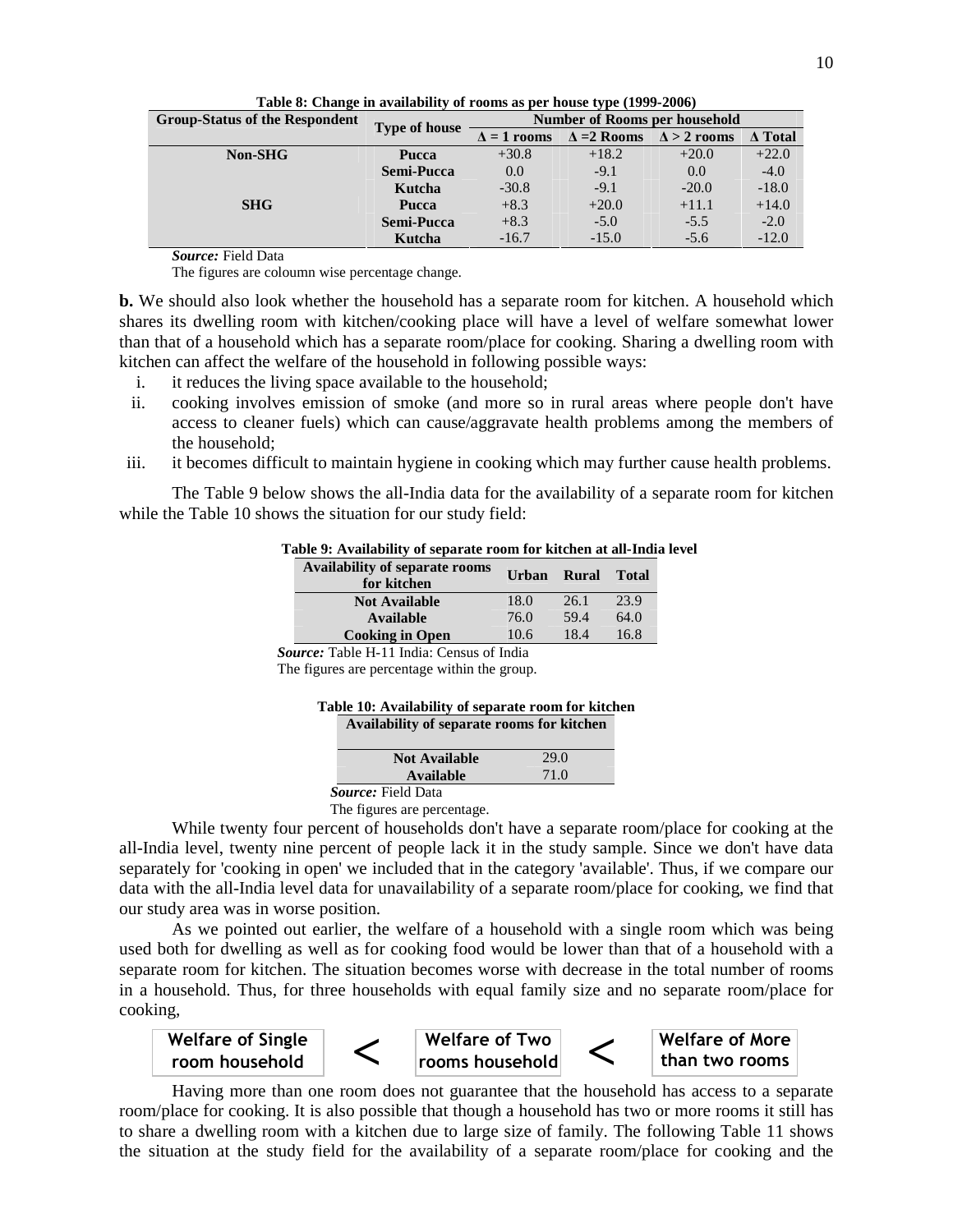**Table 8: Change in availability of rooms as per house type (1999-2006)**

| Group-Status of the Respondent | Type of house | Number of Rooms per household | | | |
|---|---|---|---|---|---|
| | | $\Delta$ = 1 rooms | $\Delta$ =2 Rooms | $\Delta$ > 2 rooms | $\Delta$ Total |
| **Non-SHG** | **Pucca** | +30.8 | +18.2 | +20.0 | +22.0 |
| | **Semi-Pucca** | 0.0 | -9.1 | 0.0 | -4.0 |
| | **Kutcha** | -30.8 | -9.1 | -20.0 | -18.0 |
| **SHG** | **Pucca** | +8.3 | +20.0 | +11.1 | +14.0 |
| | **Semi-Pucca** | +8.3 | -5.0 | -5.5 | -2.0 |
| | **Kutcha** | -16.7 | -15.0 | -5.6 | -12.0 |

***Source:*** Field Data
The figures are coloumn wise percentage change.

**b.** We should also look whether the household has a separate room for kitchen. A household which shares its dwelling room with kitchen/cooking place will have a level of welfare somewhat lower than that of a household which has a separate room/place for cooking. Sharing a dwelling room with kitchen can affect the welfare of the household in following possible ways:

i. it reduces the living space available to the household;
ii. cooking involves emission of smoke (and more so in rural areas where people don't have access to cleaner fuels) which can cause/aggravate health problems among the members of the household;
iii. it becomes difficult to maintain hygiene in cooking which may further cause health problems.

The Table 9 below shows the all-India data for the availability of a separate room for kitchen while the Table 10 shows the situation for our study field:

**Table 9: Availability of separate room for kitchen at all-India level**

| Availability of separate rooms for kitchen | Urban | Rural | Total |
|---|---|---|---|
| **Not Available** | 18.0 | 26.1 | 23.9 |
| **Available** | 76.0 | 59.4 | 64.0 |
| **Cooking in Open** | 10.6 | 18.4 | 16.8 |

***Source:*** Table H-11 India: Census of India
The figures are percentage within the group.

**Table 10: Availability of separate room for kitchen**

| Availability of separate rooms for kitchen | |
|---|---|
| **Not Available** | 29.0 |
| **Available** | 71.0 |

***Source:*** Field Data
The figures are percentage.

While twenty four percent of households don't have a separate room/place for cooking at the all-India level, twenty nine percent of people lack it in the study sample. Since we don't have data separately for 'cooking in open' we included that in the category 'available'. Thus, if we compare our data with the all-India level data for unavailability of a separate room/place for cooking, we find that our study area was in worse position.

As we pointed out earlier, the welfare of a household with a single room which was being used both for dwelling as well as for cooking food would be lower than that of a household with a separate room for kitchen. The situation becomes worse with decrease in the total number of rooms in a household. Thus, for three households with equal family size and no separate room/place for cooking,

**Welfare of Single room household** < **Welfare of Two rooms household** < **Welfare of More than two rooms**

Having more than one room does not guarantee that the household has access to a separate room/place for cooking. It is also possible that though a household has two or more rooms it still has to share a dwelling room with a kitchen due to large size of family. The following Table 11 shows the situation at the study field for the availability of a separate room/place for cooking and the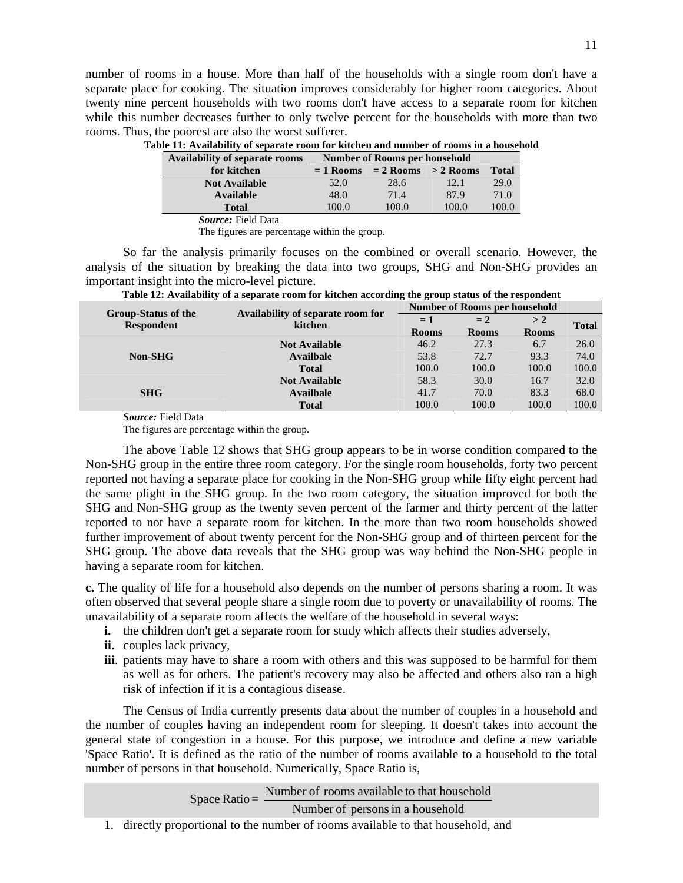number of rooms in a house. More than half of the households with a single room don't have a separate place for cooking. The situation improves considerably for higher room categories. About twenty nine percent households with two rooms don't have access to a separate room for kitchen while this number decreases further to only twelve percent for the households with more than two rooms. Thus, the poorest are also the worst sufferer.

**Table 11: Availability of separate room for kitchen and number of rooms in a household**

| Availability of separate rooms for kitchen | Number of Rooms per household | | | |
|---|---|---|---|---|
| | = 1 Rooms | = 2 Rooms | > 2 Rooms | Total |
| **Not Available** | 52.0 | 28.6 | 12.1 | 29.0 |
| **Available** | 48.0 | 71.4 | 87.9 | 71.0 |
| **Total** | 100.0 | 100.0 | 100.0 | 100.0 |

***Source:*** Field Data

The figures are percentage within the group.

So far the analysis primarily focuses on the combined or overall scenario. However, the analysis of the situation by breaking the data into two groups, SHG and Non-SHG provides an important insight into the micro-level picture.

**Table 12: Availability of a separate room for kitchen according the group status of the respondent**

| Group-Status of the Respondent | Availability of separate room for kitchen | Number of Rooms per household | | | Total |
|---|---|---|---|---|---|
| | | = 1 Rooms | = 2 Rooms | > 2 Rooms | |
| **Non-SHG** | **Not Available** | 46.2 | 27.3 | 6.7 | 26.0 |
| | **Availbale** | 53.8 | 72.7 | 93.3 | 74.0 |
| | **Total** | 100.0 | 100.0 | 100.0 | 100.0 |
| **SHG** | **Not Available** | 58.3 | 30.0 | 16.7 | 32.0 |
| | **Availbale** | 41.7 | 70.0 | 83.3 | 68.0 |
| | **Total** | 100.0 | 100.0 | 100.0 | 100.0 |

***Source:*** Field Data

The figures are percentage within the group.

The above Table 12 shows that SHG group appears to be in worse condition compared to the Non-SHG group in the entire three room category. For the single room households, forty two percent reported not having a separate place for cooking in the Non-SHG group while fifty eight percent had the same plight in the SHG group. In the two room category, the situation improved for both the SHG and Non-SHG group as the twenty seven percent of the farmer and thirty percent of the latter reported to not have a separate room for kitchen. In the more than two room households showed further improvement of about twenty percent for the Non-SHG group and of thirteen percent for the SHG group. The above data reveals that the SHG group was way behind the Non-SHG people in having a separate room for kitchen.

**c.** The quality of life for a household also depends on the number of persons sharing a room. It was often observed that several people share a single room due to poverty or unavailability of rooms. The unavailability of a separate room affects the welfare of the household in several ways:

- **i.** the children don't get a separate room for study which affects their studies adversely,
- **ii.** couples lack privacy,
- **iii**. patients may have to share a room with others and this was supposed to be harmful for them as well as for others. The patient's recovery may also be affected and others also ran a high risk of infection if it is a contagious disease.

The Census of India currently presents data about the number of couples in a household and the number of couples having an independent room for sleeping. It doesn't takes into account the general state of congestion in a house. For this purpose, we introduce and define a new variable 'Space Ratio'. It is defined as the ratio of the number of rooms available to a household to the total number of persons in that household. Numerically, Space Ratio is,

$$\text{Space Ratio} = \frac{\text{Number of rooms available to that household}}{\text{Number of persons in a household}}$$

1. directly proportional to the number of rooms available to that household, and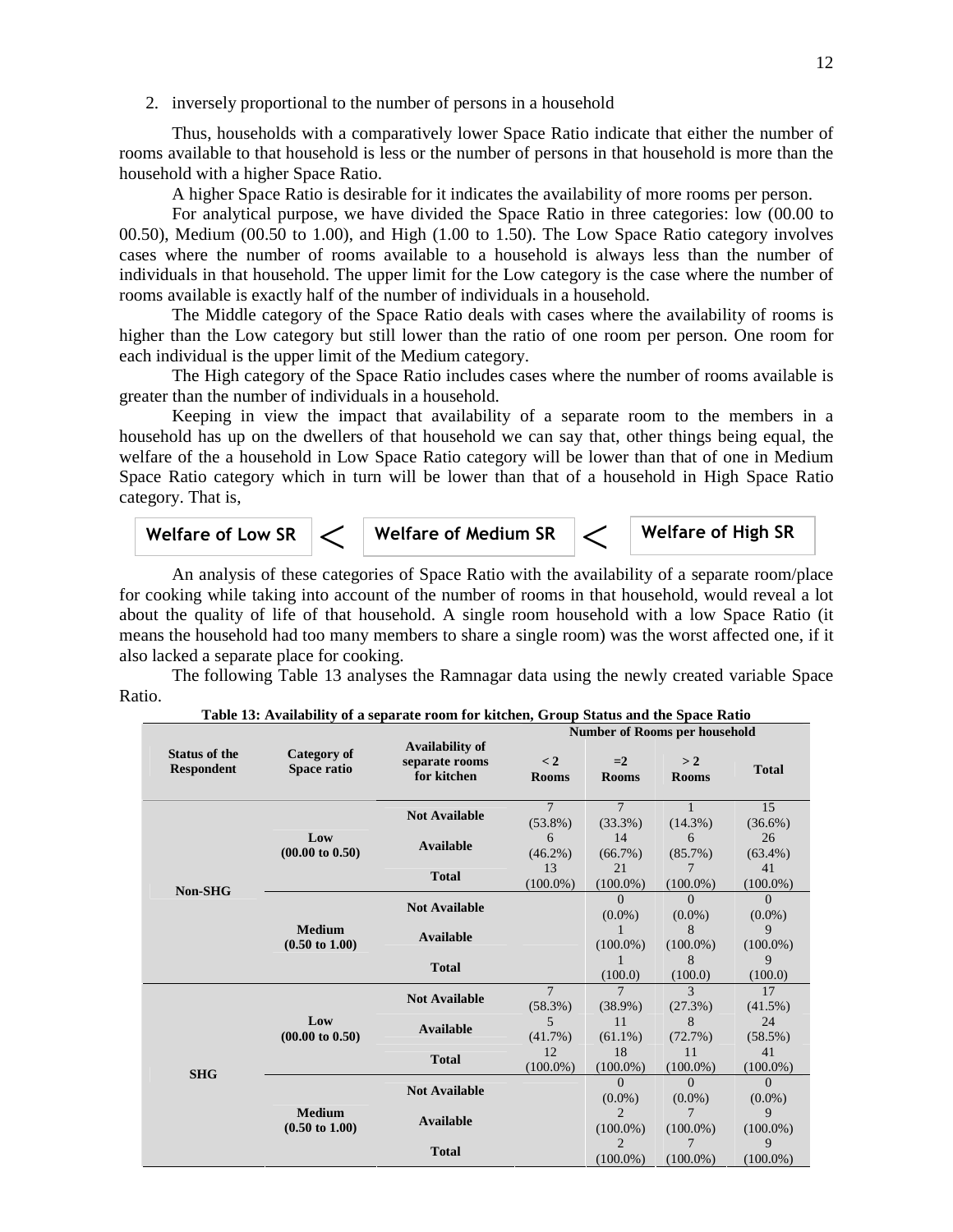2. inversely proportional to the number of persons in a household

Thus, households with a comparatively lower Space Ratio indicate that either the number of rooms available to that household is less or the number of persons in that household is more than the household with a higher Space Ratio.

A higher Space Ratio is desirable for it indicates the availability of more rooms per person.

For analytical purpose, we have divided the Space Ratio in three categories: low (00.00 to 00.50), Medium (00.50 to 1.00), and High (1.00 to 1.50). The Low Space Ratio category involves cases where the number of rooms available to a household is always less than the number of individuals in that household. The upper limit for the Low category is the case where the number of rooms available is exactly half of the number of individuals in a household.

The Middle category of the Space Ratio deals with cases where the availability of rooms is higher than the Low category but still lower than the ratio of one room per person. One room for each individual is the upper limit of the Medium category.

The High category of the Space Ratio includes cases where the number of rooms available is greater than the number of individuals in a household.

Keeping in view the impact that availability of a separate room to the members in a household has up on the dwellers of that household we can say that, other things being equal, the welfare of the a household in Low Space Ratio category will be lower than that of one in Medium Space Ratio category which in turn will be lower than that of a household in High Space Ratio category. That is,

**Welfare of Low SR** < **Welfare of Medium SR** < **Welfare of High SR**

An analysis of these categories of Space Ratio with the availability of a separate room/place for cooking while taking into account of the number of rooms in that household, would reveal a lot about the quality of life of that household. A single room household with a low Space Ratio (it means the household had too many members to share a single room) was the worst affected one, if it also lacked a separate place for cooking.

The following Table 13 analyses the Ramnagar data using the newly created variable Space Ratio.

**Table 13: Availability of a separate room for kitchen, Group Status and the Space Ratio**

| Status of the Respondent | Category of Space ratio | Availability of separate rooms for kitchen | Number of Rooms per household | | | |
|---|---|---|---|---|---|---|
| | | | < 2 Rooms | =2 Rooms | > 2 Rooms | Total |
| Non-SHG | Low (00.00 to 0.50) | Not Available | 7 (53.8%) | 7 (33.3%) | 1 (14.3%) | 15 (36.6%) |
| | | Available | 6 (46.2%) | 14 (66.7%) | 6 (85.7%) | 26 (63.4%) |
| | | Total | 13 (100.0%) | 21 (100.0%) | 7 (100.0%) | 41 (100.0%) |
| | Medium (0.50 to 1.00) | Not Available | | 0 (0.0%) | 0 (0.0%) | 0 (0.0%) |
| | | Available | | 1 (100.0%) | 8 (100.0%) | 9 (100.0%) |
| | | Total | | 1 (100.0) | 8 (100.0) | 9 (100.0) |
| SHG | Low (00.00 to 0.50) | Not Available | 7 (58.3%) | 7 (38.9%) | 3 (27.3%) | 17 (41.5%) |
| | | Available | 5 (41.7%) | 11 (61.1%) | 8 (72.7%) | 24 (58.5%) |
| | | Total | 12 (100.0%) | 18 (100.0%) | 11 (100.0%) | 41 (100.0%) |
| | Medium (0.50 to 1.00) | Not Available | | 0 (0.0%) | 0 (0.0%) | 0 (0.0%) |
| | | Available | | 2 (100.0%) | 7 (100.0%) | 9 (100.0%) |
| | | Total | | 2 (100.0%) | 7 (100.0%) | 9 (100.0%) |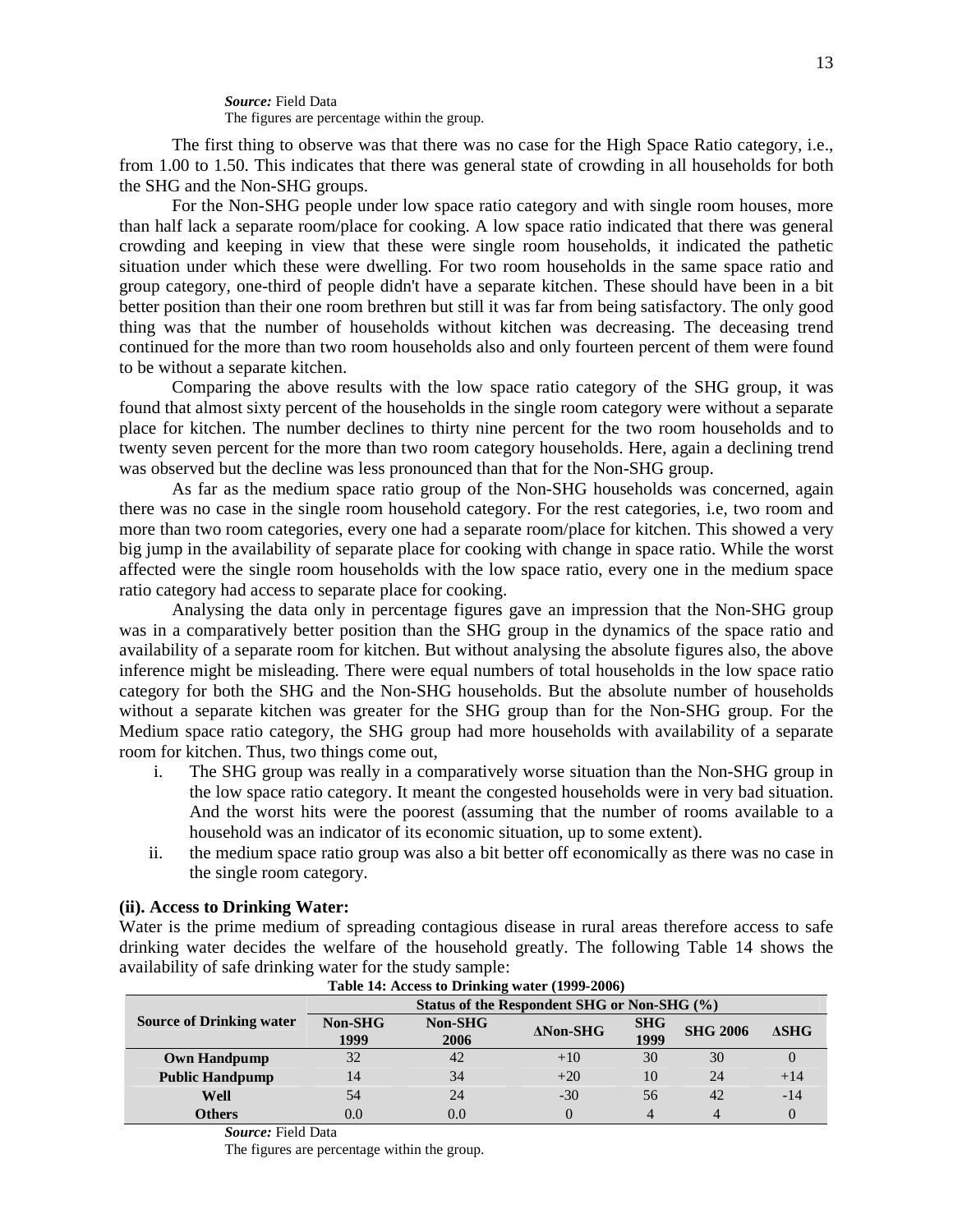*Source:* Field Data
The figures are percentage within the group.

The first thing to observe was that there was no case for the High Space Ratio category, i.e., from 1.00 to 1.50. This indicates that there was general state of crowding in all households for both the SHG and the Non-SHG groups.

For the Non-SHG people under low space ratio category and with single room houses, more than half lack a separate room/place for cooking. A low space ratio indicated that there was general crowding and keeping in view that these were single room households, it indicated the pathetic situation under which these were dwelling. For two room households in the same space ratio and group category, one-third of people didn't have a separate kitchen. These should have been in a bit better position than their one room brethren but still it was far from being satisfactory. The only good thing was that the number of households without kitchen was decreasing. The deceasing trend continued for the more than two room households also and only fourteen percent of them were found to be without a separate kitchen.

Comparing the above results with the low space ratio category of the SHG group, it was found that almost sixty percent of the households in the single room category were without a separate place for kitchen. The number declines to thirty nine percent for the two room households and to twenty seven percent for the more than two room category households. Here, again a declining trend was observed but the decline was less pronounced than that for the Non-SHG group.

As far as the medium space ratio group of the Non-SHG households was concerned, again there was no case in the single room household category. For the rest categories, i.e, two room and more than two room categories, every one had a separate room/place for kitchen. This showed a very big jump in the availability of separate place for cooking with change in space ratio. While the worst affected were the single room households with the low space ratio, every one in the medium space ratio category had access to separate place for cooking.

Analysing the data only in percentage figures gave an impression that the Non-SHG group was in a comparatively better position than the SHG group in the dynamics of the space ratio and availability of a separate room for kitchen. But without analysing the absolute figures also, the above inference might be misleading. There were equal numbers of total households in the low space ratio category for both the SHG and the Non-SHG households. But the absolute number of households without a separate kitchen was greater for the SHG group than for the Non-SHG group. For the Medium space ratio category, the SHG group had more households with availability of a separate room for kitchen. Thus, two things come out,

i. The SHG group was really in a comparatively worse situation than the Non-SHG group in the low space ratio category. It meant the congested households were in very bad situation. And the worst hits were the poorest (assuming that the number of rooms available to a household was an indicator of its economic situation, up to some extent).
ii. the medium space ratio group was also a bit better off economically as there was no case in the single room category.

**(ii). Access to Drinking Water:**

Water is the prime medium of spreading contagious disease in rural areas therefore access to safe drinking water decides the welfare of the household greatly. The following Table 14 shows the availability of safe drinking water for the study sample:

**Table 14: Access to Drinking water (1999-2006)**

| Source of Drinking water | Status of the Respondent SHG or Non-SHG (%) | | | | | |
|---|---|---|---|---|---|---|
| | Non-SHG 1999 | Non-SHG 2006 | ΔNon-SHG | SHG 1999 | SHG 2006 | ΔSHG |
| **Own Handpump** | 32 | 42 | +10 | 30 | 30 | 0 |
| **Public Handpump** | 14 | 34 | +20 | 10 | 24 | +14 |
| **Well** | 54 | 24 | -30 | 56 | 42 | -14 |
| **Others** | 0.0 | 0.0 | 0 | 4 | 4 | 0 |

*Source:* Field Data
The figures are percentage within the group.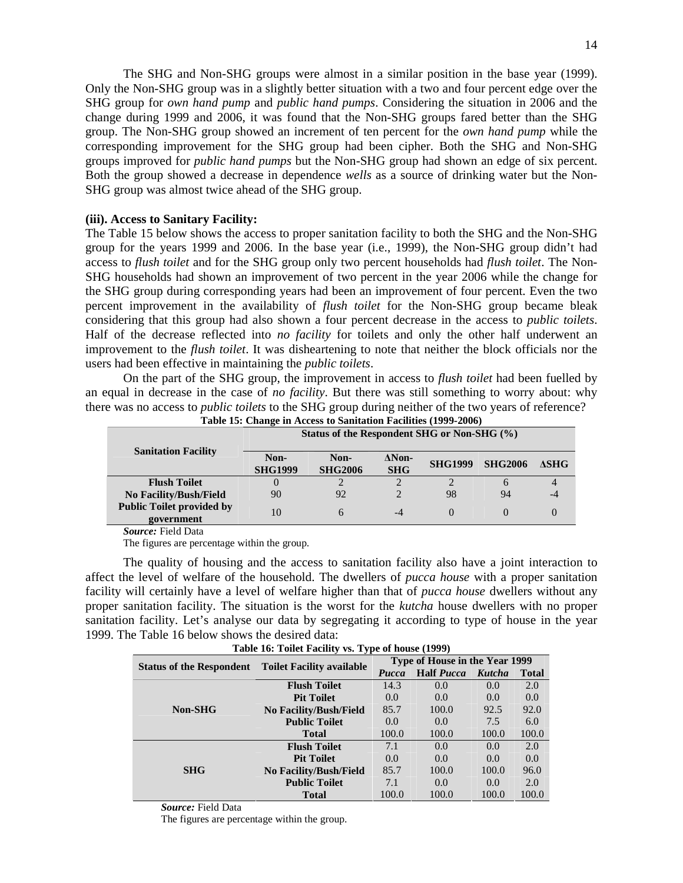The SHG and Non-SHG groups were almost in a similar position in the base year (1999). Only the Non-SHG group was in a slightly better situation with a two and four percent edge over the SHG group for *own hand pump* and *public hand pumps*. Considering the situation in 2006 and the change during 1999 and 2006, it was found that the Non-SHG groups fared better than the SHG group. The Non-SHG group showed an increment of ten percent for the *own hand pump* while the corresponding improvement for the SHG group had been cipher. Both the SHG and Non-SHG groups improved for *public hand pumps* but the Non-SHG group had shown an edge of six percent. Both the group showed a decrease in dependence *wells* as a source of drinking water but the Non-SHG group was almost twice ahead of the SHG group.

**(iii). Access to Sanitary Facility:**

The Table 15 below shows the access to proper sanitation facility to both the SHG and the Non-SHG group for the years 1999 and 2006. In the base year (i.e., 1999), the Non-SHG group didn't had access to *flush toilet* and for the SHG group only two percent households had *flush toilet*. The Non-SHG households had shown an improvement of two percent in the year 2006 while the change for the SHG group during corresponding years had been an improvement of four percent. Even the two percent improvement in the availability of *flush toilet* for the Non-SHG group became bleak considering that this group had also shown a four percent decrease in the access to *public toilets*. Half of the decrease reflected into *no facility* for toilets and only the other half underwent an improvement to the *flush toilet*. It was disheartening to note that neither the block officials nor the users had been effective in maintaining the *public toilets*.

On the part of the SHG group, the improvement in access to *flush toilet* had been fuelled by an equal in decrease in the case of *no facility*. But there was still something to worry about: why there was no access to *public toilets* to the SHG group during neither of the two years of reference?

**Table 15: Change in Access to Sanitation Facilities (1999-2006)**

| Sanitation Facility | Status of the Respondent SHG or Non-SHG (%) | | | | | |
|---|---|---|---|---|---|---|
| | Non-SHG1999 | Non-SHG2006 | ΔNon-SHG | SHG1999 | SHG2006 | ΔSHG |
| Flush Toilet | 0 | 2 | 2 | 2 | 6 | 4 |
| No Facility/Bush/Field | 90 | 92 | 2 | 98 | 94 | -4 |
| Public Toilet provided by government | 10 | 6 | -4 | 0 | 0 | 0 |

*Source:* Field Data
The figures are percentage within the group.

The quality of housing and the access to sanitation facility also have a joint interaction to affect the level of welfare of the household. The dwellers of *pucca house* with a proper sanitation facility will certainly have a level of welfare higher than that of *pucca house* dwellers without any proper sanitation facility. The situation is the worst for the *kutcha* house dwellers with no proper sanitation facility. Let's analyse our data by segregating it according to type of house in the year 1999. The Table 16 below shows the desired data:

**Table 16: Toilet Facility vs. Type of house (1999)**

| Status of the Respondent | Toilet Facility available | Type of House in the Year 1999 | | | |
|---|---|---|---|---|---|
| | | *Pucca* | Half *Pucca* | *Kutcha* | Total |
| Non-SHG | Flush Toilet | 14.3 | 0.0 | 0.0 | 2.0 |
| | Pit Toilet | 0.0 | 0.0 | 0.0 | 0.0 |
| | No Facility/Bush/Field | 85.7 | 100.0 | 92.5 | 92.0 |
| | Public Toilet | 0.0 | 0.0 | 7.5 | 6.0 |
| | Total | 100.0 | 100.0 | 100.0 | 100.0 |
| SHG | Flush Toilet | 7.1 | 0.0 | 0.0 | 2.0 |
| | Pit Toilet | 0.0 | 0.0 | 0.0 | 0.0 |
| | No Facility/Bush/Field | 85.7 | 100.0 | 100.0 | 96.0 |
| | Public Toilet | 7.1 | 0.0 | 0.0 | 2.0 |
| | Total | 100.0 | 100.0 | 100.0 | 100.0 |

*Source:* Field Data
The figures are percentage within the group.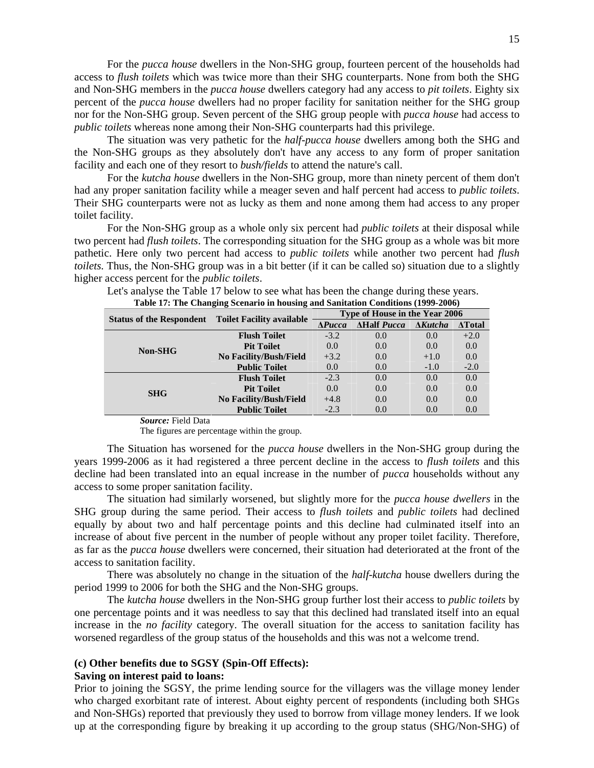For the *pucca house* dwellers in the Non-SHG group, fourteen percent of the households had access to *flush toilets* which was twice more than their SHG counterparts. None from both the SHG and Non-SHG members in the *pucca house* dwellers category had any access to *pit toilets*. Eighty six percent of the *pucca house* dwellers had no proper facility for sanitation neither for the SHG group nor for the Non-SHG group. Seven percent of the SHG group people with *pucca house* had access to *public toilets* whereas none among their Non-SHG counterparts had this privilege.

The situation was very pathetic for the *half-pucca house* dwellers among both the SHG and the Non-SHG groups as they absolutely don't have any access to any form of proper sanitation facility and each one of they resort to *bush/fields* to attend the nature's call.

For the *kutcha house* dwellers in the Non-SHG group, more than ninety percent of them don't had any proper sanitation facility while a meager seven and half percent had access to *public toilets*. Their SHG counterparts were not as lucky as them and none among them had access to any proper toilet facility.

For the Non-SHG group as a whole only six percent had *public toilets* at their disposal while two percent had *flush toilets*. The corresponding situation for the SHG group as a whole was bit more pathetic. Here only two percent had access to *public toilets* while another two percent had *flush toilets*. Thus, the Non-SHG group was in a bit better (if it can be called so) situation due to a slightly higher access percent for the *public toilets*.

Let's analyse the Table 17 below to see what has been the change during these years.

**Table 17: The Changing Scenario in housing and Sanitation Conditions (1999-2006)**

| Status of the Respondent | Toilet Facility available | Type of House in the Year 2006 | | | |
|---|---|---|---|---|---|
| | | Δ*Pucca* | ΔHalf *Pucca* | Δ*Kutcha* | ΔTotal |
| Non-SHG | Flush Toilet | -3.2 | 0.0 | 0.0 | +2.0 |
| | Pit Toilet | 0.0 | 0.0 | 0.0 | 0.0 |
| | No Facility/Bush/Field | +3.2 | 0.0 | +1.0 | 0.0 |
| | Public Toilet | 0.0 | 0.0 | -1.0 | -2.0 |
| SHG | Flush Toilet | -2.3 | 0.0 | 0.0 | 0.0 |
| | Pit Toilet | 0.0 | 0.0 | 0.0 | 0.0 |
| | No Facility/Bush/Field | +4.8 | 0.0 | 0.0 | 0.0 |
| | Public Toilet | -2.3 | 0.0 | 0.0 | 0.0 |

***Source:*** Field Data
The figures are percentage within the group.

The Situation has worsened for the *pucca house* dwellers in the Non-SHG group during the years 1999-2006 as it had registered a three percent decline in the access to *flush toilets* and this decline had been translated into an equal increase in the number of *pucca* households without any access to some proper sanitation facility.

The situation had similarly worsened, but slightly more for the *pucca house dwellers* in the SHG group during the same period. Their access to *flush toilets* and *public toilets* had declined equally by about two and half percentage points and this decline had culminated itself into an increase of about five percent in the number of people without any proper toilet facility. Therefore, as far as the *pucca house* dwellers were concerned, their situation had deteriorated at the front of the access to sanitation facility.

There was absolutely no change in the situation of the *half-kutcha* house dwellers during the period 1999 to 2006 for both the SHG and the Non-SHG groups.

The *kutcha house* dwellers in the Non-SHG group further lost their access to *public toilets* by one percentage points and it was needless to say that this declined had translated itself into an equal increase in the *no facility* category. The overall situation for the access to sanitation facility has worsened regardless of the group status of the households and this was not a welcome trend.

**(c) Other benefits due to SGSY (Spin-Off Effects):**

**Saving on interest paid to loans:**

Prior to joining the SGSY, the prime lending source for the villagers was the village money lender who charged exorbitant rate of interest. About eighty percent of respondents (including both SHGs and Non-SHGs) reported that previously they used to borrow from village money lenders. If we look up at the corresponding figure by breaking it up according to the group status (SHG/Non-SHG) of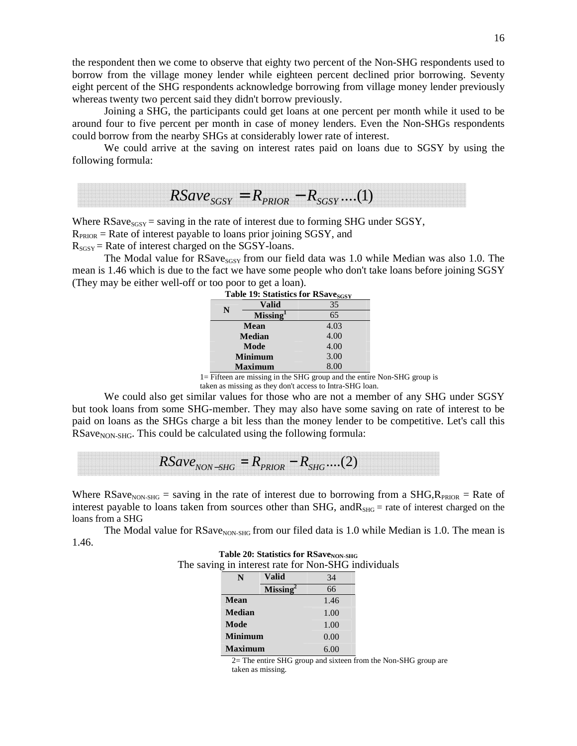the respondent then we come to observe that eighty two percent of the Non-SHG respondents used to borrow from the village money lender while eighteen percent declined prior borrowing. Seventy eight percent of the SHG respondents acknowledge borrowing from village money lender previously whereas twenty two percent said they didn't borrow previously.

Joining a SHG, the participants could get loans at one percent per month while it used to be around four to five percent per month in case of money lenders. Even the Non-SHGs respondents could borrow from the nearby SHGs at considerably lower rate of interest.

We could arrive at the saving on interest rates paid on loans due to SGSY by using the following formula:

$$RSave_{SGSY} = R_{PRIOR} - R_{SGSY} ....(1)$$

Where $RSave_{SGSY}$ = saving in the rate of interest due to forming SHG under SGSY,
$R_{PRIOR}$ = Rate of interest payable to loans prior joining SGSY, and
$R_{SGSY}$ = Rate of interest charged on the SGSY-loans.

The Modal value for $RSave_{SGSY}$ from our field data was 1.0 while Median was also 1.0. The mean is 1.46 which is due to the fact we have some people who don't take loans before joining SGSY (They may be either well-off or too poor to get a loan).

**Table 19: Statistics for $RSave_{SGSY}$**

| | | |
|---|---|---|
| **N** | **Valid** | 35 |
| | **Missing**[1] | 65 |
| **Mean** | | 4.03 |
| **Median** | | 4.00 |
| **Mode** | | 4.00 |
| **Minimum** | | 3.00 |
| **Maximum** | | 8.00 |

1= Fifteen are missing in the SHG group and the entire Non-SHG group is taken as missing as they don't access to Intra-SHG loan.

We could also get similar values for those who are not a member of any SHG under SGSY but took loans from some SHG-member. They may also have some saving on rate of interest to be paid on loans as the SHGs charge a bit less than the money lender to be competitive. Let's call this $RSave_{NON-SHG}$. This could be calculated using the following formula:

$$RSave_{NON-SHG} = R_{PRIOR} - R_{SHG} ....(2)$$

Where $RSave_{NON-SHG}$ = saving in the rate of interest due to borrowing from a SHG, $R_{PRIOR}$ = Rate of interest payable to loans taken from sources other than SHG, and $R_{SHG}$ = rate of interest charged on the loans from a SHG

The Modal value for $RSave_{NON-SHG}$ from our filed data is 1.0 while Median is 1.0. The mean is 1.46.

**Table 20: Statistics for $RSave_{NON-SHG}$**

The saving in interest rate for Non-SHG individuals

| | | |
|---|---|---|
| **N** | **Valid** | 34 |
| | **Missing**[2] | 66 |
| **Mean** | | 1.46 |
| **Median** | | 1.00 |
| **Mode** | | 1.00 |
| **Minimum** | | 0.00 |
| **Maximum** | | 6.00 |

2= The entire SHG group and sixteen from the Non-SHG group are taken as missing.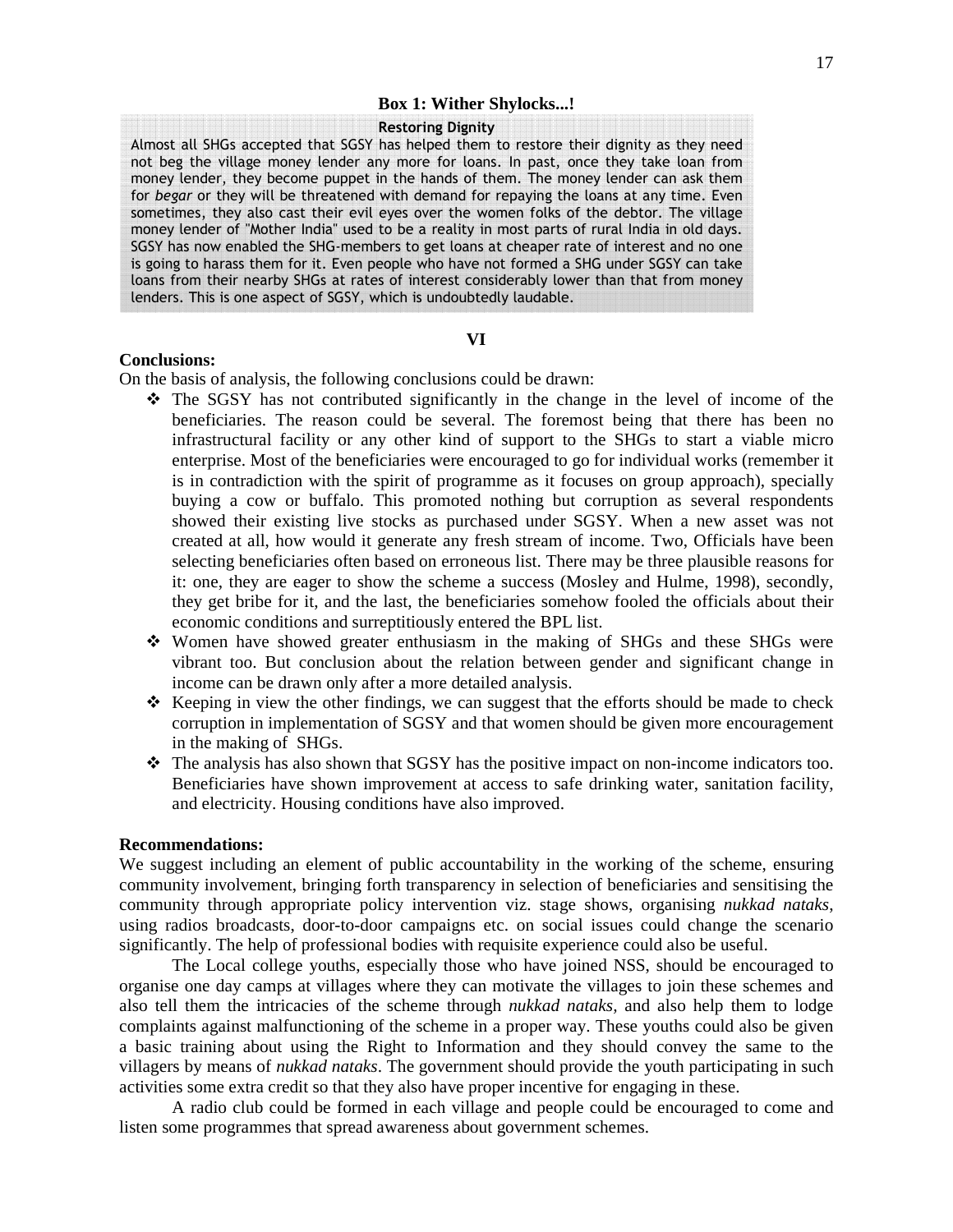**Box 1: Wither Shylocks...!**

**Restoring Dignity**

Almost all SHGs accepted that SGSY has helped them to restore their dignity as they need not beg the village money lender any more for loans. In past, once they take loan from money lender, they become puppet in the hands of them. The money lender can ask them for *begar* or they will be threatened with demand for repaying the loans at any time. Even sometimes, they also cast their evil eyes over the women folks of the debtor. The village money lender of "Mother India" used to be a reality in most parts of rural India in old days. SGSY has now enabled the SHG-members to get loans at cheaper rate of interest and no one is going to harass them for it. Even people who have not formed a SHG under SGSY can take loans from their nearby SHGs at rates of interest considerably lower than that from money lenders. This is one aspect of SGSY, which is undoubtedly laudable.

## VI

**Conclusions:**

On the basis of analysis, the following conclusions could be drawn:

- The SGSY has not contributed significantly in the change in the level of income of the beneficiaries. The reason could be several. The foremost being that there has been no infrastructural facility or any other kind of support to the SHGs to start a viable micro enterprise. Most of the beneficiaries were encouraged to go for individual works (remember it is in contradiction with the spirit of programme as it focuses on group approach), specially buying a cow or buffalo. This promoted nothing but corruption as several respondents showed their existing live stocks as purchased under SGSY. When a new asset was not created at all, how would it generate any fresh stream of income. Two, Officials have been selecting beneficiaries often based on erroneous list. There may be three plausible reasons for it: one, they are eager to show the scheme a success (Mosley and Hulme, 1998), secondly, they get bribe for it, and the last, the beneficiaries somehow fooled the officials about their economic conditions and surreptitiously entered the BPL list.
- Women have showed greater enthusiasm in the making of SHGs and these SHGs were vibrant too. But conclusion about the relation between gender and significant change in income can be drawn only after a more detailed analysis.
- Keeping in view the other findings, we can suggest that the efforts should be made to check corruption in implementation of SGSY and that women should be given more encouragement in the making of SHGs.
- The analysis has also shown that SGSY has the positive impact on non-income indicators too. Beneficiaries have shown improvement at access to safe drinking water, sanitation facility, and electricity. Housing conditions have also improved.

**Recommendations:**

We suggest including an element of public accountability in the working of the scheme, ensuring community involvement, bringing forth transparency in selection of beneficiaries and sensitising the community through appropriate policy intervention viz. stage shows, organising *nukkad nataks*, using radios broadcasts, door-to-door campaigns etc. on social issues could change the scenario significantly. The help of professional bodies with requisite experience could also be useful.

The Local college youths, especially those who have joined NSS, should be encouraged to organise one day camps at villages where they can motivate the villages to join these schemes and also tell them the intricacies of the scheme through *nukkad nataks,* and also help them to lodge complaints against malfunctioning of the scheme in a proper way. These youths could also be given a basic training about using the Right to Information and they should convey the same to the villagers by means of *nukkad nataks*. The government should provide the youth participating in such activities some extra credit so that they also have proper incentive for engaging in these.

A radio club could be formed in each village and people could be encouraged to come and listen some programmes that spread awareness about government schemes.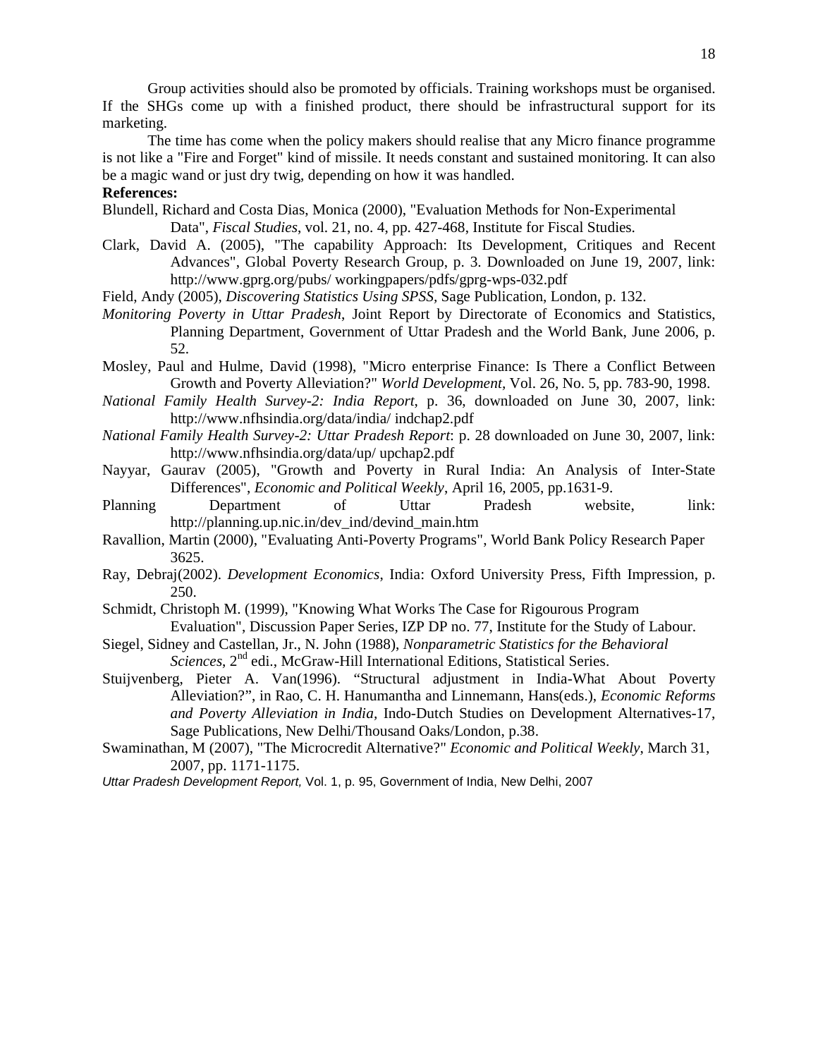Group activities should also be promoted by officials. Training workshops must be organised. If the SHGs come up with a finished product, there should be infrastructural support for its marketing.

The time has come when the policy makers should realise that any Micro finance programme is not like a "Fire and Forget" kind of missile. It needs constant and sustained monitoring. It can also be a magic wand or just dry twig, depending on how it was handled.

**References:**

Blundell, Richard and Costa Dias, Monica (2000), "Evaluation Methods for Non-Experimental Data", *Fiscal Studies*, vol. 21, no. 4, pp. 427-468, Institute for Fiscal Studies.

Clark, David A. (2005), "The capability Approach: Its Development, Critiques and Recent Advances", Global Poverty Research Group, p. 3. Downloaded on June 19, 2007, link: http://www.gprg.org/pubs/ workingpapers/pdfs/gprg-wps-032.pdf

Field, Andy (2005), *Discovering Statistics Using SPSS*, Sage Publication, London, p. 132.

*Monitoring Poverty in Uttar Pradesh*, Joint Report by Directorate of Economics and Statistics, Planning Department, Government of Uttar Pradesh and the World Bank, June 2006, p. 52.

Mosley, Paul and Hulme, David (1998), "Micro enterprise Finance: Is There a Conflict Between Growth and Poverty Alleviation?" *World Development*, Vol. 26, No. 5, pp. 783-90, 1998.

*National Family Health Survey-2: India Report*, p. 36, downloaded on June 30, 2007, link: http://www.nfhsindia.org/data/india/ indchap2.pdf

*National Family Health Survey-2: Uttar Pradesh Report*: p. 28 downloaded on June 30, 2007, link: http://www.nfhsindia.org/data/up/ upchap2.pdf

Nayyar, Gaurav (2005), "Growth and Poverty in Rural India: An Analysis of Inter-State Differences", *Economic and Political Weekly*, April 16, 2005, pp.1631-9.

Planning Department of Uttar Pradesh website, link: http://planning.up.nic.in/dev_ind/devind_main.htm

Ravallion, Martin (2000), "Evaluating Anti-Poverty Programs", World Bank Policy Research Paper 3625.

Ray, Debraj(2002). *Development Economics*, India: Oxford University Press, Fifth Impression, p. 250.

Schmidt, Christoph M. (1999), "Knowing What Works The Case for Rigourous Program Evaluation", Discussion Paper Series, IZP DP no. 77, Institute for the Study of Labour.

Siegel, Sidney and Castellan, Jr., N. John (1988), *Nonparametric Statistics for the Behavioral Sciences*, 2nd edi., McGraw-Hill International Editions, Statistical Series.

Stuijvenberg, Pieter A. Van(1996). "Structural adjustment in India-What About Poverty Alleviation?", in Rao, C. H. Hanumantha and Linnemann, Hans(eds.), *Economic Reforms and Poverty Alleviation in India*, Indo-Dutch Studies on Development Alternatives-17, Sage Publications, New Delhi/Thousand Oaks/London, p.38.

Swaminathan, M (2007), "The Microcredit Alternative?" *Economic and Political Weekly*, March 31, 2007, pp. 1171-1175.

*Uttar Pradesh Development Report,* Vol. 1, p. 95, Government of India, New Delhi, 2007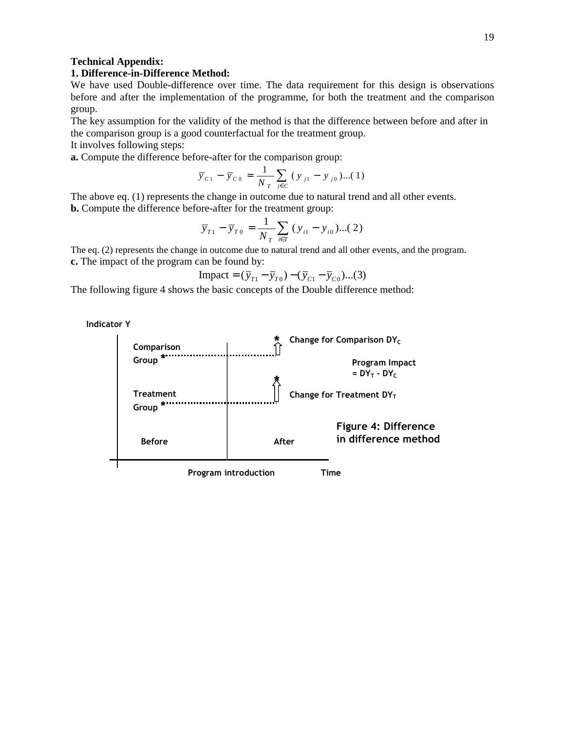**Technical Appendix:**

**1. Difference-in-Difference Method:**

We have used Double-difference over time. The data requirement for this design is observations before and after the implementation of the programme, for both the treatment and the comparison group.

The key assumption for the validity of the method is that the difference between before and after in the comparison group is a good counterfactual for the treatment group.

It involves following steps:

**a.** Compute the difference before-after for the comparison group:

$$\bar{y}_{C1} - \bar{y}_{C0} = \frac{1}{N_T} \sum_{j \in C} (y_{j1} - y_{j0}) \ldots (1)$$

The above eq. (1) represents the change in outcome due to natural trend and all other events.

**b.** Compute the difference before-after for the treatment group:

$$\bar{y}_{T1} - \bar{y}_{T0} = \frac{1}{N_T} \sum_{i \in T} (y_{i1} - y_{i0}) \ldots (2)$$

The eq. (2) represents the change in outcome due to natural trend and all other events, and the program.

**c.** The impact of the program can be found by:

$$\text{Impact} = (\bar{y}_{T1} - \bar{y}_{T0}) - (\bar{y}_{C1} - \bar{y}_{C0}) \ldots (3)$$

The following figure 4 shows the basic concepts of the Double difference method:

Indicator Y

Comparison Group *

Change for Comparison $DY_C$

Program Impact $= DY_T - DY_C$

Treatment Group *

Change for Treatment $DY_T$

Before

After

Program introduction

Time

**Figure 4: Difference in difference method**